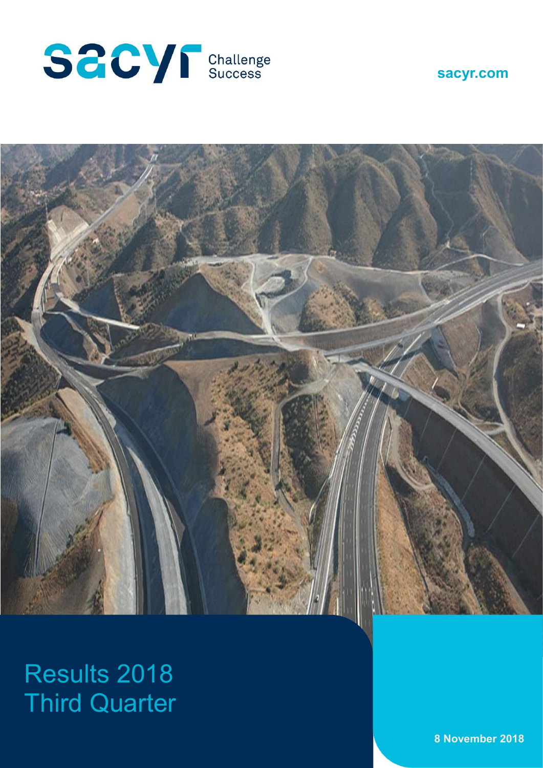sacyr Challenge Success

sacyr.com

# Results 2018 Third Quarter

8 November 2018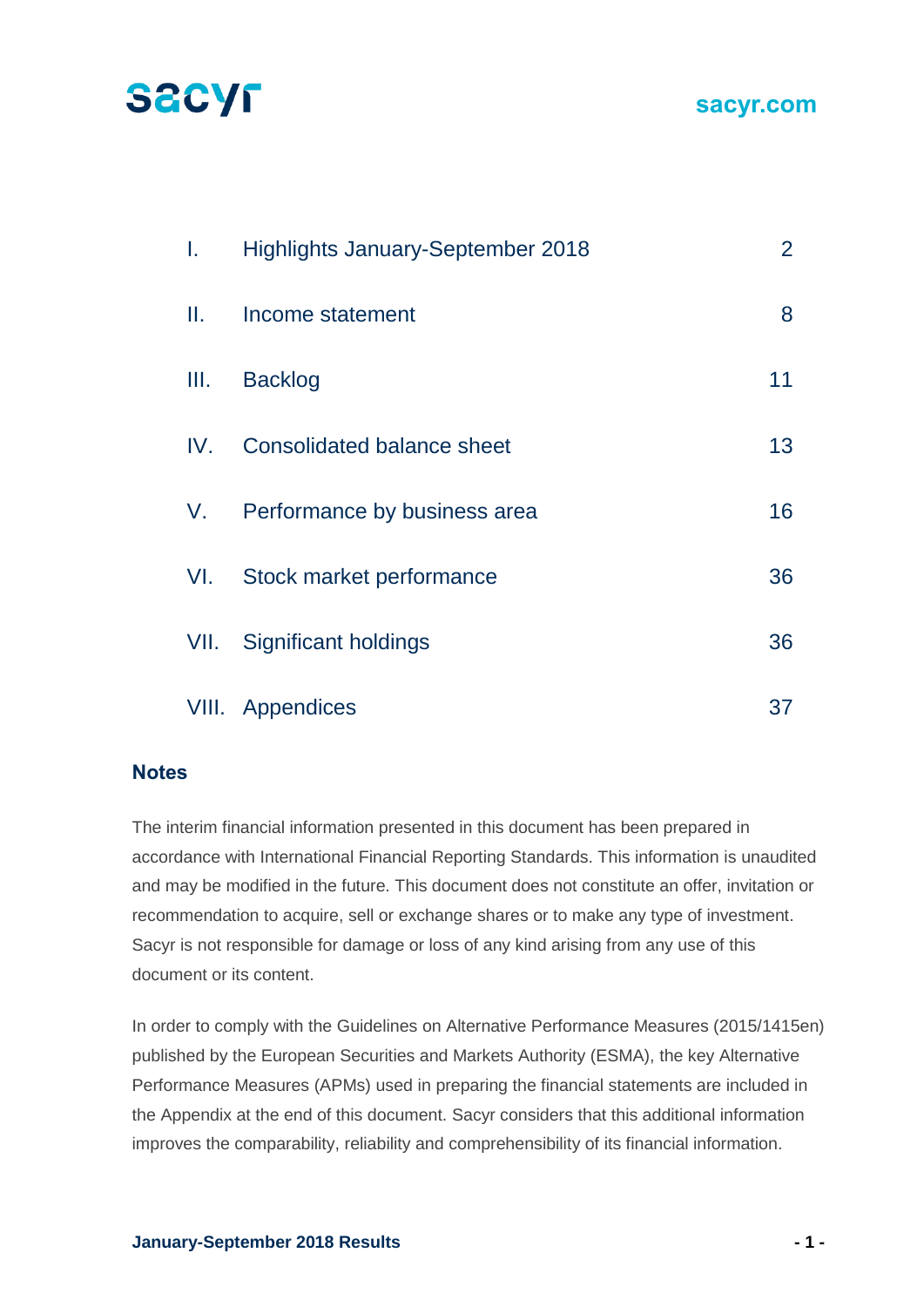| | | |
|---|---|---|
| I. | Highlights January-September 2018 | 2 |
| II. | Income statement | 8 |
| III. | Backlog | 11 |
| IV. | Consolidated balance sheet | 13 |
| V. | Performance by business area | 16 |
| VI. | Stock market performance | 36 |
| VII. | Significant holdings | 36 |
| VIII. | Appendices | 37 |

## Notes

The interim financial information presented in this document has been prepared in accordance with International Financial Reporting Standards. This information is unaudited and may be modified in the future. This document does not constitute an offer, invitation or recommendation to acquire, sell or exchange shares or to make any type of investment. Sacyr is not responsible for damage or loss of any kind arising from any use of this document or its content.

In order to comply with the Guidelines on Alternative Performance Measures (2015/1415en) published by the European Securities and Markets Authority (ESMA), the key Alternative Performance Measures (APMs) used in preparing the financial statements are included in the Appendix at the end of this document. Sacyr considers that this additional information improves the comparability, reliability and comprehensibility of its financial information.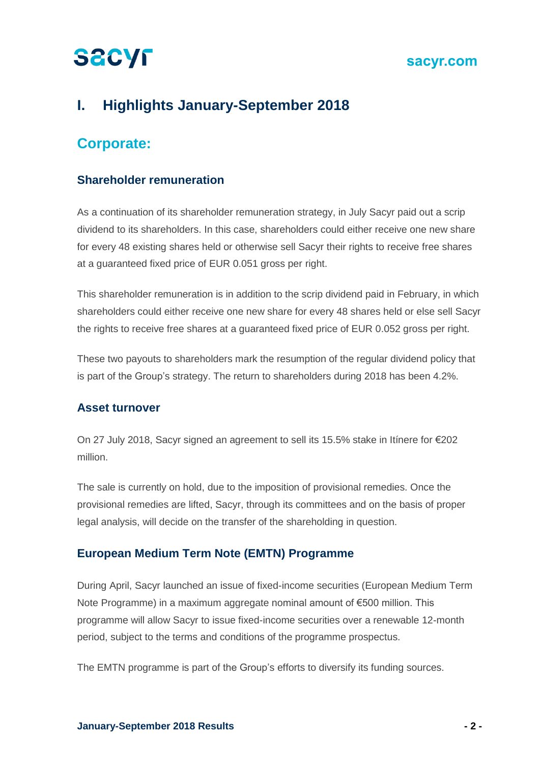# I. Highlights January-September 2018

## Corporate:

### Shareholder remuneration

As a continuation of its shareholder remuneration strategy, in July Sacyr paid out a scrip dividend to its shareholders. In this case, shareholders could either receive one new share for every 48 existing shares held or otherwise sell Sacyr their rights to receive free shares at a guaranteed fixed price of EUR 0.051 gross per right.

This shareholder remuneration is in addition to the scrip dividend paid in February, in which shareholders could either receive one new share for every 48 shares held or else sell Sacyr the rights to receive free shares at a guaranteed fixed price of EUR 0.052 gross per right.

These two payouts to shareholders mark the resumption of the regular dividend policy that is part of the Group's strategy. The return to shareholders during 2018 has been 4.2%.

### Asset turnover

On 27 July 2018, Sacyr signed an agreement to sell its 15.5% stake in Itínere for €202 million.

The sale is currently on hold, due to the imposition of provisional remedies. Once the provisional remedies are lifted, Sacyr, through its committees and on the basis of proper legal analysis, will decide on the transfer of the shareholding in question.

### European Medium Term Note (EMTN) Programme

During April, Sacyr launched an issue of fixed-income securities (European Medium Term Note Programme) in a maximum aggregate nominal amount of €500 million. This programme will allow Sacyr to issue fixed-income securities over a renewable 12-month period, subject to the terms and conditions of the programme prospectus.

The EMTN programme is part of the Group's efforts to diversify its funding sources.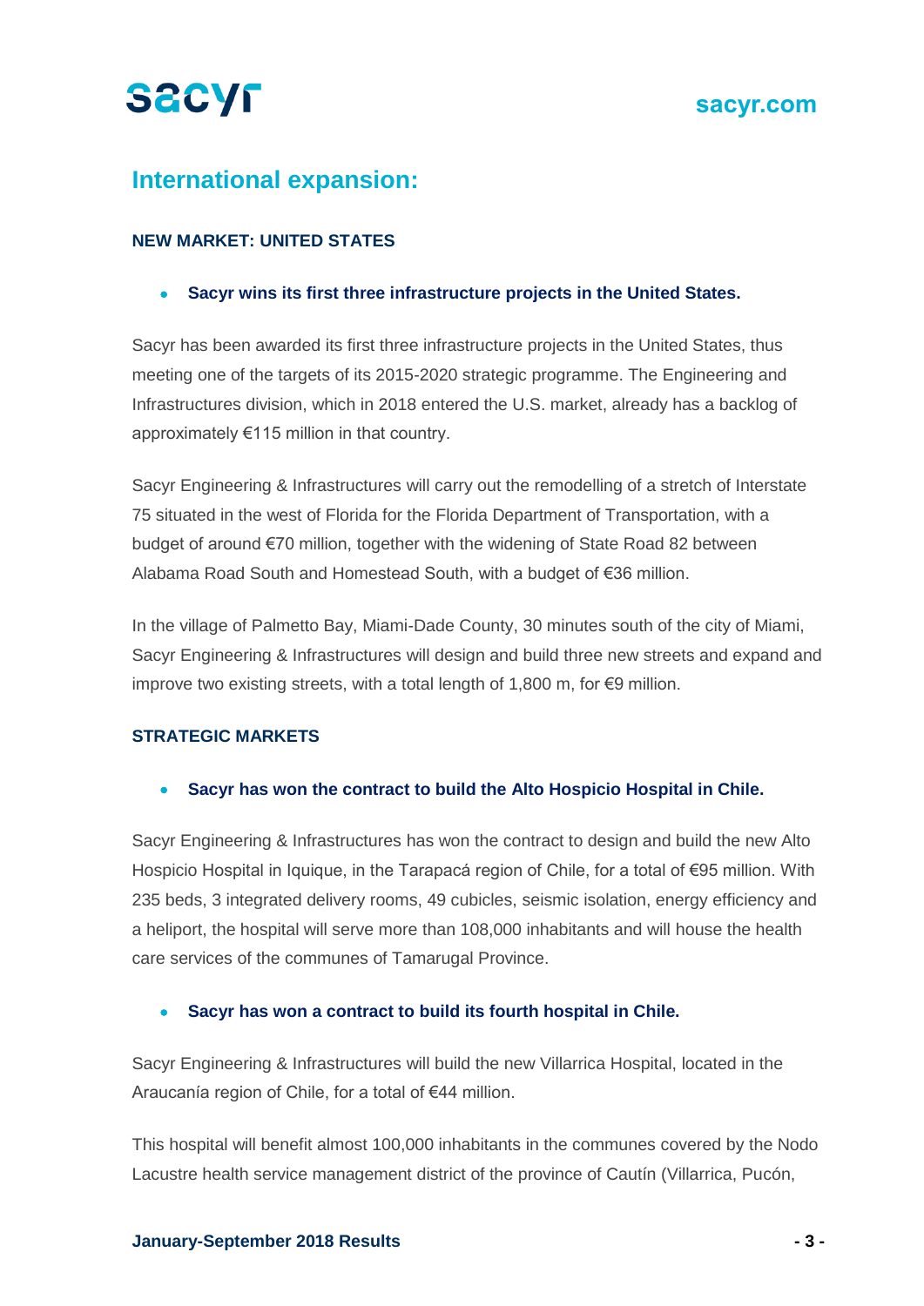## International expansion:

### NEW MARKET: UNITED STATES

- **Sacyr wins its first three infrastructure projects in the United States.**

Sacyr has been awarded its first three infrastructure projects in the United States, thus meeting one of the targets of its 2015-2020 strategic programme. The Engineering and Infrastructures division, which in 2018 entered the U.S. market, already has a backlog of approximately €115 million in that country.

Sacyr Engineering & Infrastructures will carry out the remodelling of a stretch of Interstate 75 situated in the west of Florida for the Florida Department of Transportation, with a budget of around €70 million, together with the widening of State Road 82 between Alabama Road South and Homestead South, with a budget of €36 million.

In the village of Palmetto Bay, Miami-Dade County, 30 minutes south of the city of Miami, Sacyr Engineering & Infrastructures will design and build three new streets and expand and improve two existing streets, with a total length of 1,800 m, for €9 million.

### STRATEGIC MARKETS

- **Sacyr has won the contract to build the Alto Hospicio Hospital in Chile.**

Sacyr Engineering & Infrastructures has won the contract to design and build the new Alto Hospicio Hospital in Iquique, in the Tarapacá region of Chile, for a total of €95 million. With 235 beds, 3 integrated delivery rooms, 49 cubicles, seismic isolation, energy efficiency and a heliport, the hospital will serve more than 108,000 inhabitants and will house the health care services of the communes of Tamarugal Province.

- **Sacyr has won a contract to build its fourth hospital in Chile.**

Sacyr Engineering & Infrastructures will build the new Villarrica Hospital, located in the Araucanía region of Chile, for a total of €44 million.

This hospital will benefit almost 100,000 inhabitants in the communes covered by the Nodo Lacustre health service management district of the province of Cautín (Villarrica, Pucón,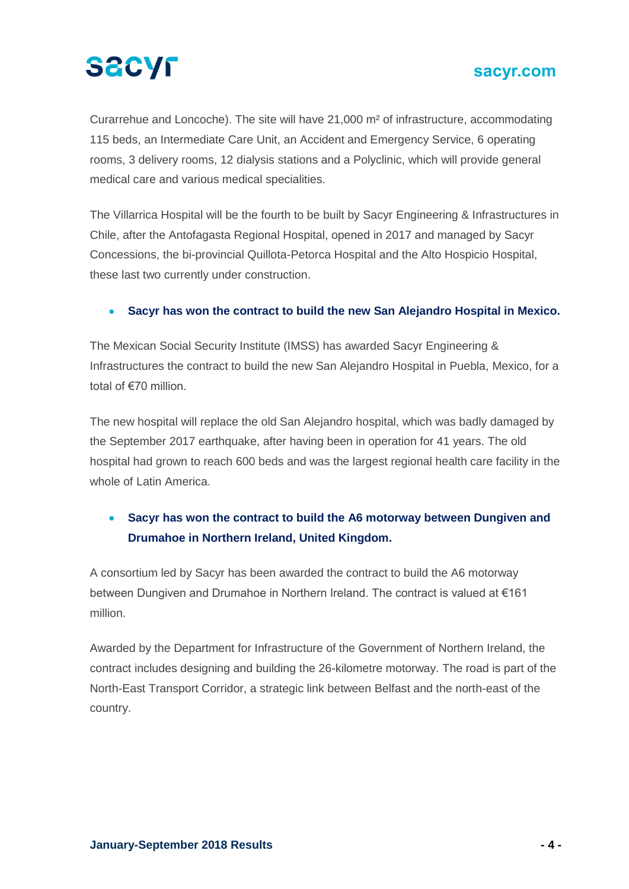Curarrehue and Loncoche). The site will have 21,000 m² of infrastructure, accommodating 115 beds, an Intermediate Care Unit, an Accident and Emergency Service, 6 operating rooms, 3 delivery rooms, 12 dialysis stations and a Polyclinic, which will provide general medical care and various medical specialities.

The Villarrica Hospital will be the fourth to be built by Sacyr Engineering & Infrastructures in Chile, after the Antofagasta Regional Hospital, opened in 2017 and managed by Sacyr Concessions, the bi-provincial Quillota-Petorca Hospital and the Alto Hospicio Hospital, these last two currently under construction.

- **Sacyr has won the contract to build the new San Alejandro Hospital in Mexico.**

The Mexican Social Security Institute (IMSS) has awarded Sacyr Engineering & Infrastructures the contract to build the new San Alejandro Hospital in Puebla, Mexico, for a total of €70 million.

The new hospital will replace the old San Alejandro hospital, which was badly damaged by the September 2017 earthquake, after having been in operation for 41 years. The old hospital had grown to reach 600 beds and was the largest regional health care facility in the whole of Latin America.

- **Sacyr has won the contract to build the A6 motorway between Dungiven and Drumahoe in Northern Ireland, United Kingdom.**

A consortium led by Sacyr has been awarded the contract to build the A6 motorway between Dungiven and Drumahoe in Northern Ireland. The contract is valued at €161 million.

Awarded by the Department for Infrastructure of the Government of Northern Ireland, the contract includes designing and building the 26-kilometre motorway. The road is part of the North-East Transport Corridor, a strategic link between Belfast and the north-east of the country.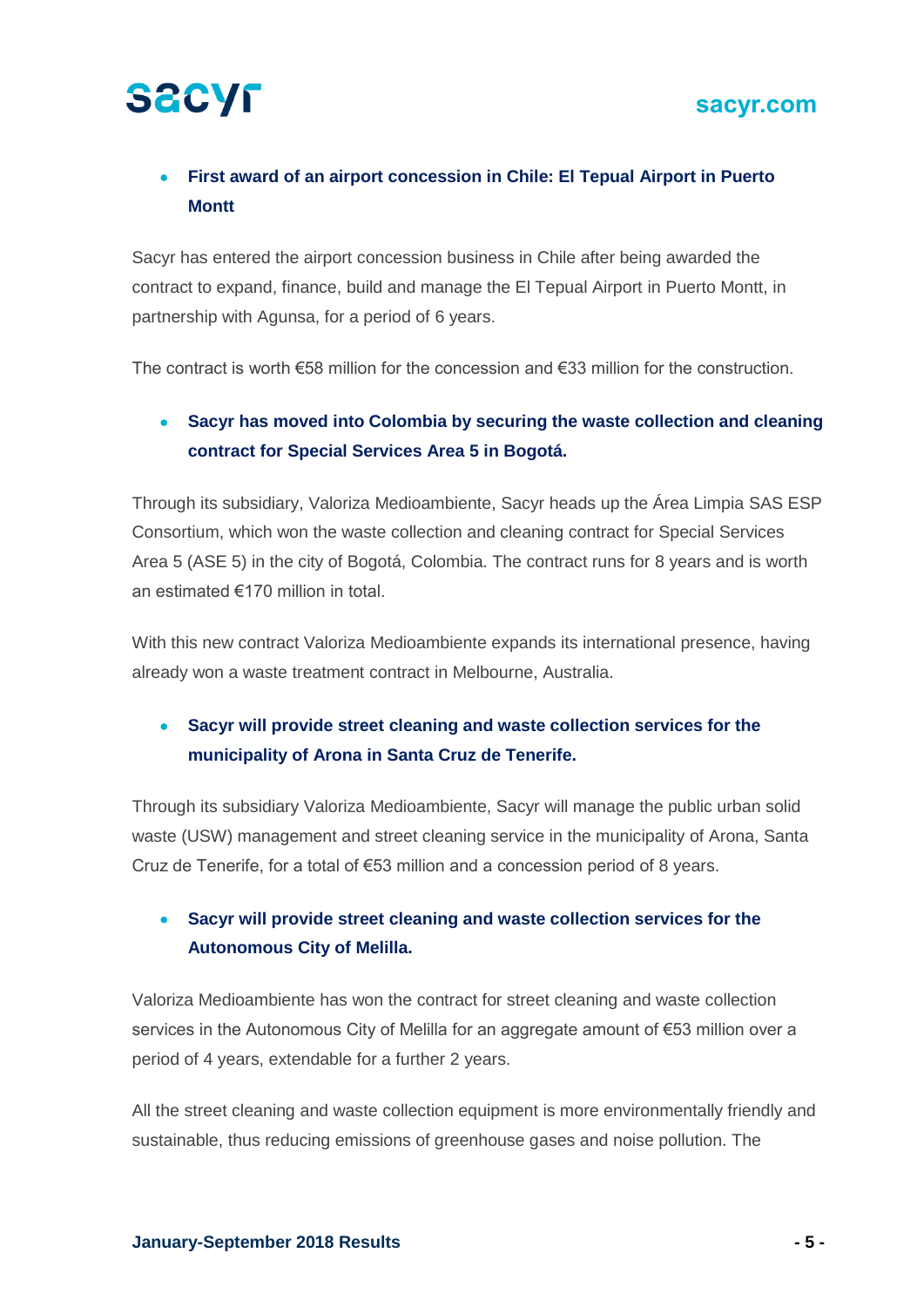- **First award of an airport concession in Chile: El Tepual Airport in Puerto Montt**

Sacyr has entered the airport concession business in Chile after being awarded the contract to expand, finance, build and manage the El Tepual Airport in Puerto Montt, in partnership with Agunsa, for a period of 6 years.

The contract is worth €58 million for the concession and €33 million for the construction.

- **Sacyr has moved into Colombia by securing the waste collection and cleaning contract for Special Services Area 5 in Bogotá.**

Through its subsidiary, Valoriza Medioambiente, Sacyr heads up the Área Limpia SAS ESP Consortium, which won the waste collection and cleaning contract for Special Services Area 5 (ASE 5) in the city of Bogotá, Colombia. The contract runs for 8 years and is worth an estimated €170 million in total.

With this new contract Valoriza Medioambiente expands its international presence, having already won a waste treatment contract in Melbourne, Australia.

- **Sacyr will provide street cleaning and waste collection services for the municipality of Arona in Santa Cruz de Tenerife.**

Through its subsidiary Valoriza Medioambiente, Sacyr will manage the public urban solid waste (USW) management and street cleaning service in the municipality of Arona, Santa Cruz de Tenerife, for a total of €53 million and a concession period of 8 years.

- **Sacyr will provide street cleaning and waste collection services for the Autonomous City of Melilla.**

Valoriza Medioambiente has won the contract for street cleaning and waste collection services in the Autonomous City of Melilla for an aggregate amount of €53 million over a period of 4 years, extendable for a further 2 years.

All the street cleaning and waste collection equipment is more environmentally friendly and sustainable, thus reducing emissions of greenhouse gases and noise pollution. The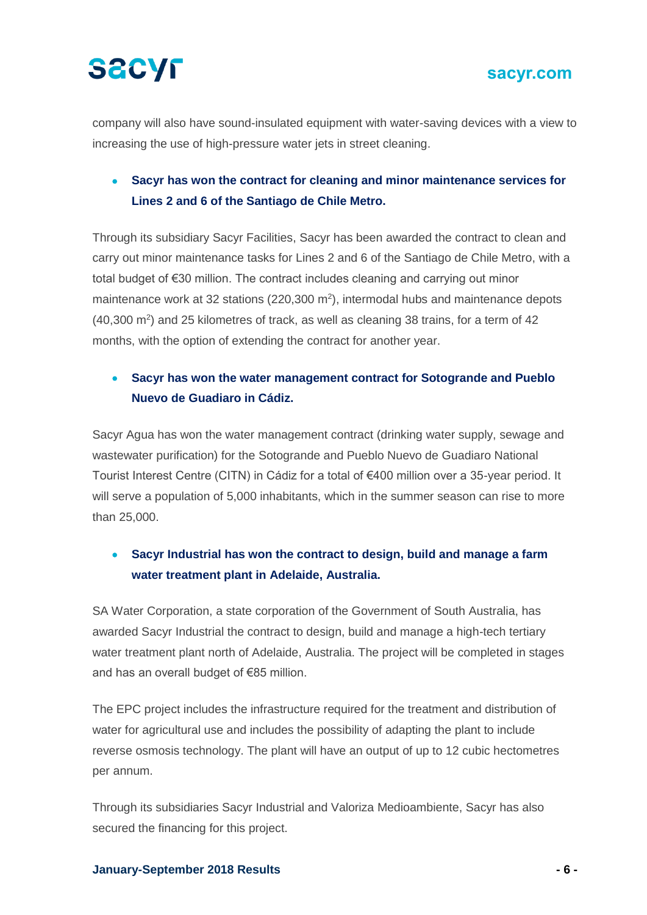company will also have sound-insulated equipment with water-saving devices with a view to increasing the use of high-pressure water jets in street cleaning.

- **Sacyr has won the contract for cleaning and minor maintenance services for Lines 2 and 6 of the Santiago de Chile Metro.**

Through its subsidiary Sacyr Facilities, Sacyr has been awarded the contract to clean and carry out minor maintenance tasks for Lines 2 and 6 of the Santiago de Chile Metro, with a total budget of €30 million. The contract includes cleaning and carrying out minor maintenance work at 32 stations (220,300 $m^2$), intermodal hubs and maintenance depots (40,300 $m^2$) and 25 kilometres of track, as well as cleaning 38 trains, for a term of 42 months, with the option of extending the contract for another year.

- **Sacyr has won the water management contract for Sotogrande and Pueblo Nuevo de Guadiaro in Cádiz.**

Sacyr Agua has won the water management contract (drinking water supply, sewage and wastewater purification) for the Sotogrande and Pueblo Nuevo de Guadiaro National Tourist Interest Centre (CITN) in Cádiz for a total of €400 million over a 35-year period. It will serve a population of 5,000 inhabitants, which in the summer season can rise to more than 25,000.

- **Sacyr Industrial has won the contract to design, build and manage a farm water treatment plant in Adelaide, Australia.**

SA Water Corporation, a state corporation of the Government of South Australia, has awarded Sacyr Industrial the contract to design, build and manage a high-tech tertiary water treatment plant north of Adelaide, Australia. The project will be completed in stages and has an overall budget of €85 million.

The EPC project includes the infrastructure required for the treatment and distribution of water for agricultural use and includes the possibility of adapting the plant to include reverse osmosis technology. The plant will have an output of up to 12 cubic hectometres per annum.

Through its subsidiaries Sacyr Industrial and Valoriza Medioambiente, Sacyr has also secured the financing for this project.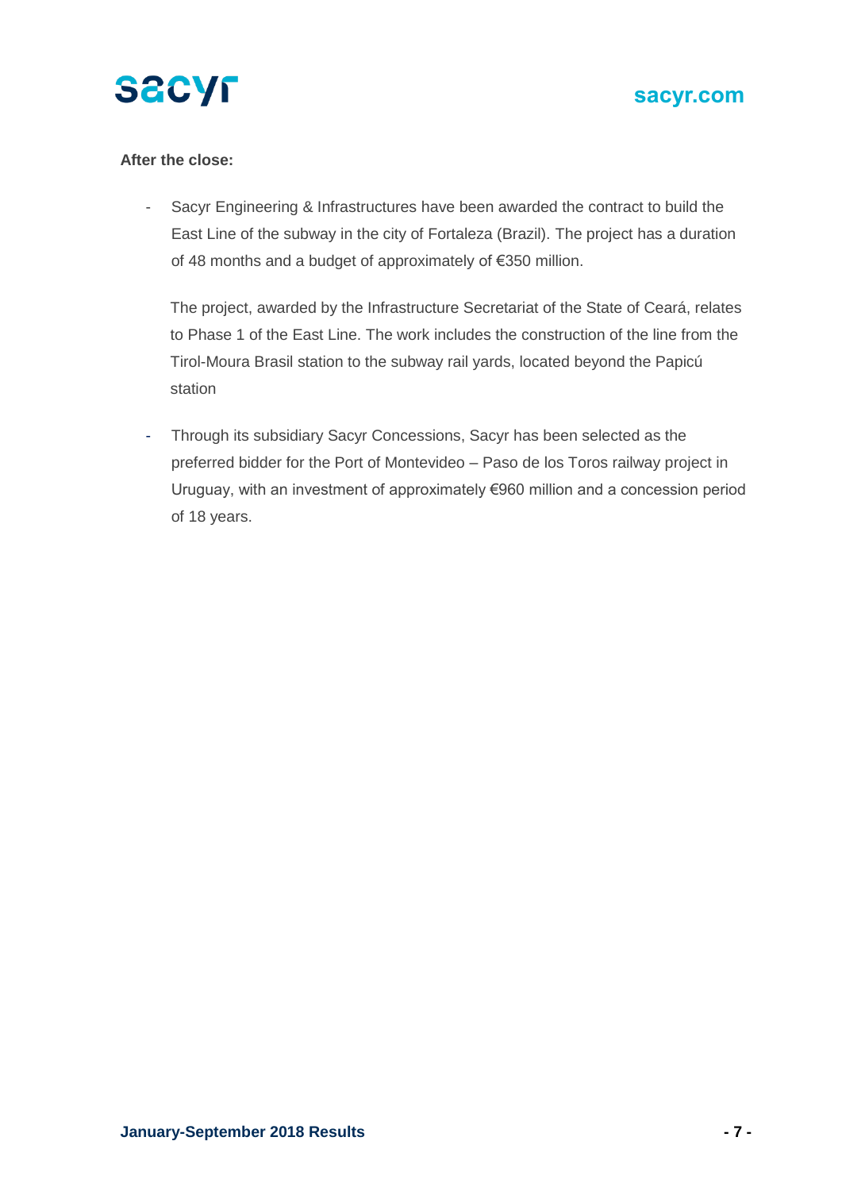**After the close:**

- Sacyr Engineering & Infrastructures have been awarded the contract to build the East Line of the subway in the city of Fortaleza (Brazil). The project has a duration of 48 months and a budget of approximately of €350 million.

  The project, awarded by the Infrastructure Secretariat of the State of Ceará, relates to Phase 1 of the East Line. The work includes the construction of the line from the Tirol-Moura Brasil station to the subway rail yards, located beyond the Papicú station

- Through its subsidiary Sacyr Concessions, Sacyr has been selected as the preferred bidder for the Port of Montevideo – Paso de los Toros railway project in Uruguay, with an investment of approximately €960 million and a concession period of 18 years.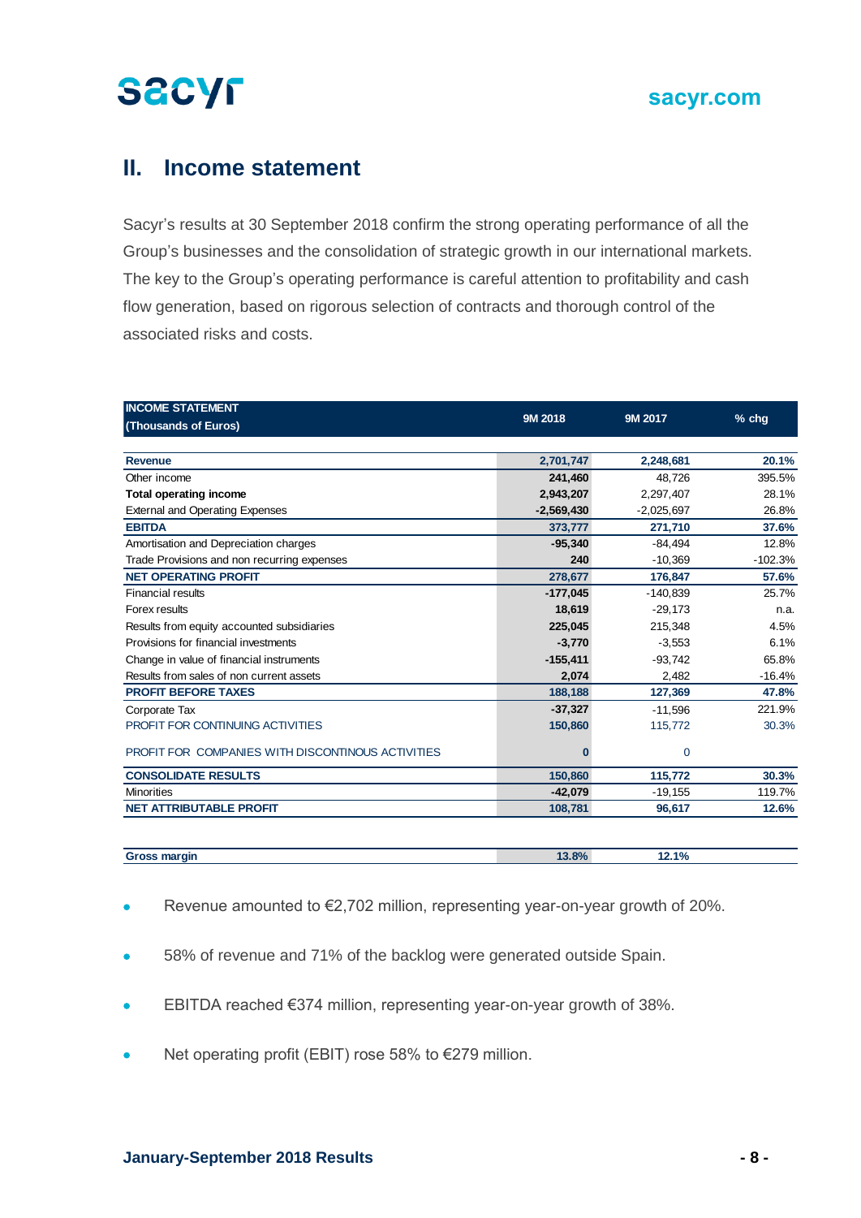## II. Income statement

Sacyr's results at 30 September 2018 confirm the strong operating performance of all the Group's businesses and the consolidation of strategic growth in our international markets. The key to the Group's operating performance is careful attention to profitability and cash flow generation, based on rigorous selection of contracts and thorough control of the associated risks and costs.

| INCOME STATEMENT (Thousands of Euros) | 9M 2018 | 9M 2017 | % chg |
|---|---|---|---|
| **Revenue** | **2,701,747** | **2,248,681** | **20.1%** |
| Other income | 241,460 | 48,726 | 395.5% |
| **Total operating income** | 2,943,207 | 2,297,407 | 28.1% |
| External and Operating Expenses | -2,569,430 | -2,025,697 | 26.8% |
| **EBITDA** | **373,777** | **271,710** | **37.6%** |
| Amortisation and Depreciation charges | -95,340 | -84,494 | 12.8% |
| Trade Provisions and non recurring expenses | 240 | -10,369 | -102.3% |
| **NET OPERATING PROFIT** | **278,677** | **176,847** | **57.6%** |
| Financial results | -177,045 | -140,839 | 25.7% |
| Forex results | 18,619 | -29,173 | n.a. |
| Results from equity accounted subsidiaries | 225,045 | 215,348 | 4.5% |
| Provisions for financial investments | -3,770 | -3,553 | 6.1% |
| Change in value of financial instruments | -155,411 | -93,742 | 65.8% |
| Results from sales of non current assets | 2,074 | 2,482 | -16.4% |
| **PROFIT BEFORE TAXES** | **188,188** | **127,369** | **47.8%** |
| Corporate Tax | -37,327 | -11,596 | 221.9% |
| PROFIT FOR CONTINUING ACTIVITIES | 150,860 | 115,772 | 30.3% |
| PROFIT FOR COMPANIES WITH DISCONTINOUS ACTIVITIES | 0 | 0 | |
| **CONSOLIDATE RESULTS** | **150,860** | **115,772** | **30.3%** |
| Minorities | -42,079 | -19,155 | 119.7% |
| **NET ATTRIBUTABLE PROFIT** | **108,781** | **96,617** | **12.6%** |
| | | | |
| **Gross margin** | **13.8%** | **12.1%** | |

- Revenue amounted to €2,702 million, representing year-on-year growth of 20%.
- 58% of revenue and 71% of the backlog were generated outside Spain.
- EBITDA reached €374 million, representing year-on-year growth of 38%.
- Net operating profit (EBIT) rose 58% to €279 million.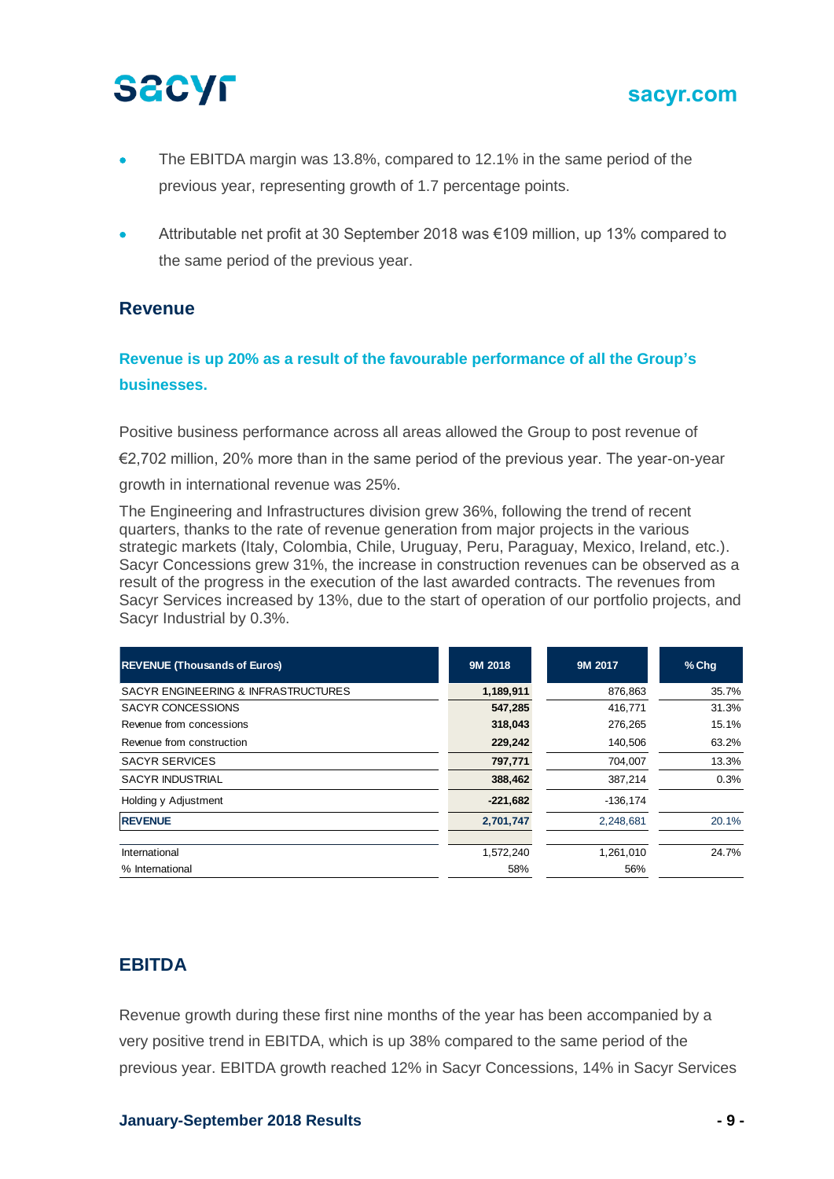- The EBITDA margin was 13.8%, compared to 12.1% in the same period of the previous year, representing growth of 1.7 percentage points.

- Attributable net profit at 30 September 2018 was €109 million, up 13% compared to the same period of the previous year.

## Revenue

### Revenue is up 20% as a result of the favourable performance of all the Group's businesses.

Positive business performance across all areas allowed the Group to post revenue of €2,702 million, 20% more than in the same period of the previous year. The year-on-year growth in international revenue was 25%.

The Engineering and Infrastructures division grew 36%, following the trend of recent quarters, thanks to the rate of revenue generation from major projects in the various strategic markets (Italy, Colombia, Chile, Uruguay, Peru, Paraguay, Mexico, Ireland, etc.). Sacyr Concessions grew 31%, the increase in construction revenues can be observed as a result of the progress in the execution of the last awarded contracts. The revenues from Sacyr Services increased by 13%, due to the start of operation of our portfolio projects, and Sacyr Industrial by 0.3%.

| REVENUE (Thousands of Euros) | 9M 2018 | 9M 2017 | % Chg |
|---|---|---|---|
| SACYR ENGINEERING & INFRASTRUCTURES | **1,189,911** | 876,863 | 35.7% |
| SACYR CONCESSIONS | **547,285** | 416,771 | 31.3% |
| Revenue from concessions | **318,043** | 276,265 | 15.1% |
| Revenue from construction | **229,242** | 140,506 | 63.2% |
| SACYR SERVICES | **797,771** | 704,007 | 13.3% |
| SACYR INDUSTRIAL | **388,462** | 387,214 | 0.3% |
| Holding y Adjustment | **-221,682** | -136,174 | |
| **REVENUE** | **2,701,747** | 2,248,681 | 20.1% |
| | | | |
| International | 1,572,240 | 1,261,010 | 24.7% |
| % International | 58% | 56% | |

## EBITDA

Revenue growth during these first nine months of the year has been accompanied by a very positive trend in EBITDA, which is up 38% compared to the same period of the previous year. EBITDA growth reached 12% in Sacyr Concessions, 14% in Sacyr Services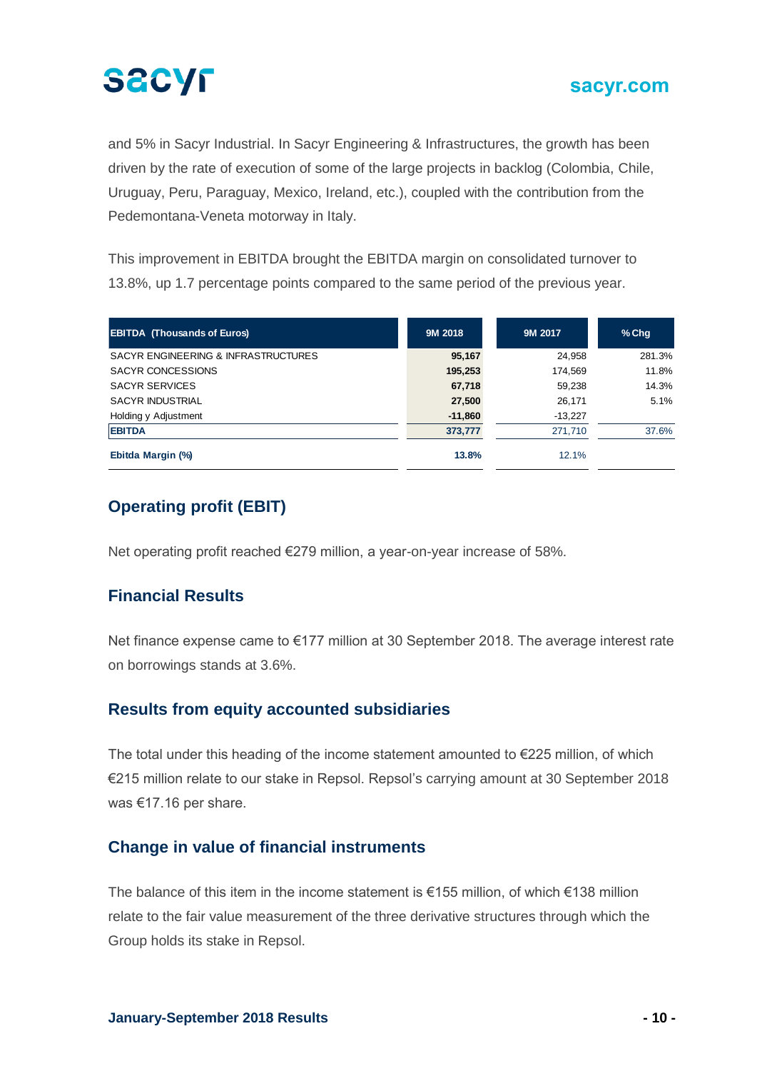and 5% in Sacyr Industrial. In Sacyr Engineering & Infrastructures, the growth has been driven by the rate of execution of some of the large projects in backlog (Colombia, Chile, Uruguay, Peru, Paraguay, Mexico, Ireland, etc.), coupled with the contribution from the Pedemontana-Veneta motorway in Italy.

This improvement in EBITDA brought the EBITDA margin on consolidated turnover to 13.8%, up 1.7 percentage points compared to the same period of the previous year.

| EBITDA (Thousands of Euros) | 9M 2018 | 9M 2017 | % Chg |
|---|---|---|---|
| SACYR ENGINEERING & INFRASTRUCTURES | **95,167** | 24,958 | 281.3% |
| SACYR CONCESSIONS | **195,253** | 174,569 | 11.8% |
| SACYR SERVICES | **67,718** | 59,238 | 14.3% |
| SACYR INDUSTRIAL | **27,500** | 26,171 | 5.1% |
| Holding y Adjustment | **-11,860** | -13,227 | |
| **EBITDA** | **373,777** | 271,710 | 37.6% |
| **Ebitda Margin (%)** | **13.8%** | 12.1% | |

## Operating profit (EBIT)

Net operating profit reached €279 million, a year-on-year increase of 58%.

## Financial Results

Net finance expense came to €177 million at 30 September 2018. The average interest rate on borrowings stands at 3.6%.

## Results from equity accounted subsidiaries

The total under this heading of the income statement amounted to €225 million, of which €215 million relate to our stake in Repsol. Repsol's carrying amount at 30 September 2018 was €17.16 per share.

## Change in value of financial instruments

The balance of this item in the income statement is €155 million, of which €138 million relate to the fair value measurement of the three derivative structures through which the Group holds its stake in Repsol.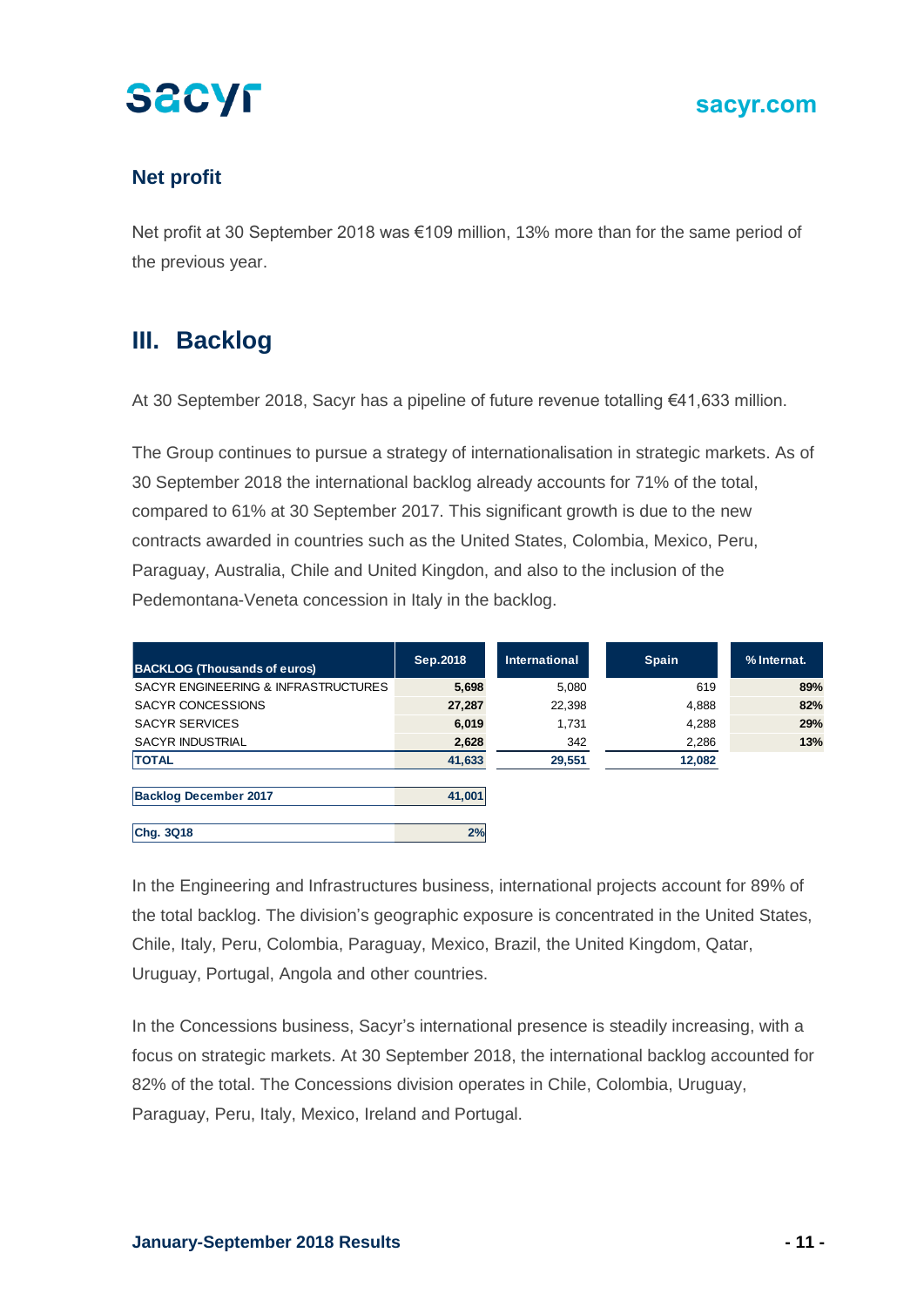### Net profit

Net profit at 30 September 2018 was €109 million, 13% more than for the same period of the previous year.

## III. Backlog

At 30 September 2018, Sacyr has a pipeline of future revenue totalling €41,633 million.

The Group continues to pursue a strategy of internationalisation in strategic markets. As of 30 September 2018 the international backlog already accounts for 71% of the total, compared to 61% at 30 September 2017. This significant growth is due to the new contracts awarded in countries such as the United States, Colombia, Mexico, Peru, Paraguay, Australia, Chile and United Kingdon, and also to the inclusion of the Pedemontana-Veneta concession in Italy in the backlog.

| BACKLOG (Thousands of euros) | Sep.2018 | International | Spain | % Internat. |
|---|---|---|---|---|
| SACYR ENGINEERING & INFRASTRUCTURES | 5,698 | 5,080 | 619 | 89% |
| SACYR CONCESSIONS | 27,287 | 22,398 | 4,888 | 82% |
| SACYR SERVICES | 6,019 | 1,731 | 4,288 | 29% |
| SACYR INDUSTRIAL | 2,628 | 342 | 2,286 | 13% |
| **TOTAL** | **41,633** | **29,551** | **12,082** | |
| **Backlog December 2017** | **41,001** | | | |
| **Chg. 3Q18** | **2%** | | | |

In the Engineering and Infrastructures business, international projects account for 89% of the total backlog. The division's geographic exposure is concentrated in the United States, Chile, Italy, Peru, Colombia, Paraguay, Mexico, Brazil, the United Kingdom, Qatar, Uruguay, Portugal, Angola and other countries.

In the Concessions business, Sacyr's international presence is steadily increasing, with a focus on strategic markets. At 30 September 2018, the international backlog accounted for 82% of the total. The Concessions division operates in Chile, Colombia, Uruguay, Paraguay, Peru, Italy, Mexico, Ireland and Portugal.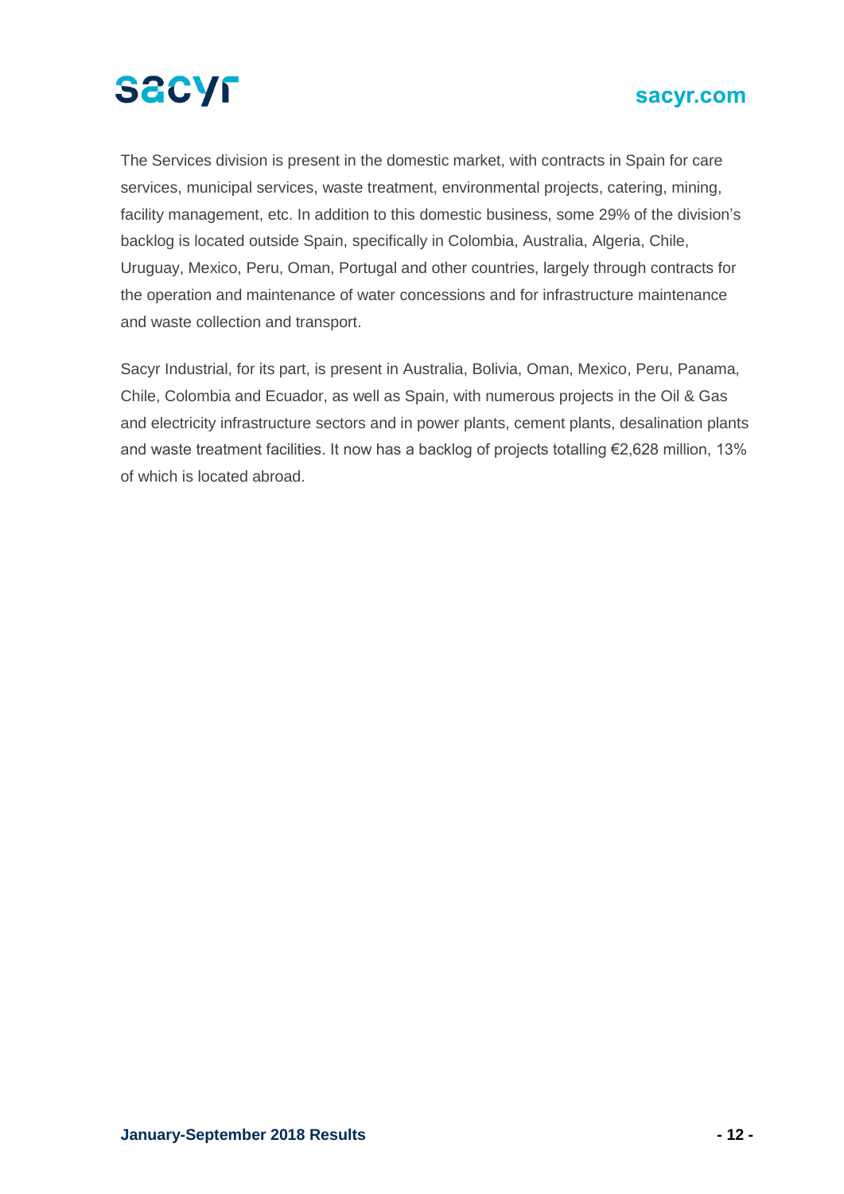The Services division is present in the domestic market, with contracts in Spain for care services, municipal services, waste treatment, environmental projects, catering, mining, facility management, etc. In addition to this domestic business, some 29% of the division's backlog is located outside Spain, specifically in Colombia, Australia, Algeria, Chile, Uruguay, Mexico, Peru, Oman, Portugal and other countries, largely through contracts for the operation and maintenance of water concessions and for infrastructure maintenance and waste collection and transport.

Sacyr Industrial, for its part, is present in Australia, Bolivia, Oman, Mexico, Peru, Panama, Chile, Colombia and Ecuador, as well as Spain, with numerous projects in the Oil & Gas and electricity infrastructure sectors and in power plants, cement plants, desalination plants and waste treatment facilities. It now has a backlog of projects totalling €2,628 million, 13% of which is located abroad.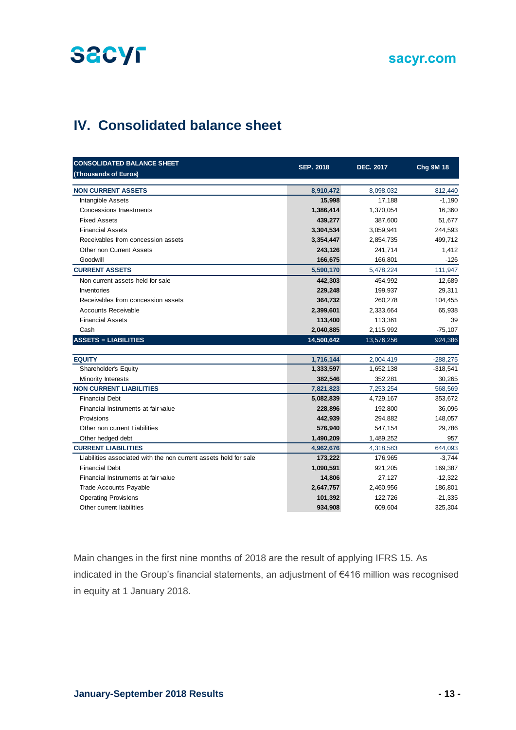## IV. Consolidated balance sheet

| CONSOLIDATED BALANCE SHEET (Thousands of Euros) | SEP. 2018 | DEC. 2017 | Chg 9M 18 |
|---|---|---|---|
| **NON CURRENT ASSETS** | **8,910,472** | 8,098,032 | 812,440 |
| Intangible Assets | **15,998** | 17,188 | -1,190 |
| Concessions Investments | **1,386,414** | 1,370,054 | 16,360 |
| Fixed Assets | **439,277** | 387,600 | 51,677 |
| Financial Assets | **3,304,534** | 3,059,941 | 244,593 |
| Receivables from concession assets | **3,354,447** | 2,854,735 | 499,712 |
| Other non Current Assets | **243,126** | 241,714 | 1,412 |
| Goodwill | **166,675** | 166,801 | -126 |
| **CURRENT ASSETS** | **5,590,170** | 5,478,224 | 111,947 |
| Non current assets held for sale | **442,303** | 454,992 | -12,689 |
| Inventories | **229,248** | 199,937 | 29,311 |
| Receivables from concession assets | **364,732** | 260,278 | 104,455 |
| Accounts Receivable | **2,399,601** | 2,333,664 | 65,938 |
| Financial Assets | **113,400** | 113,361 | 39 |
| Cash | **2,040,885** | 2,115,992 | -75,107 |
| **ASSETS = LIABILITIES** | **14,500,642** | 13,576,256 | 924,386 |
| | | | |
| **EQUITY** | **1,716,144** | 2,004,419 | -288,275 |
| Shareholder's Equity | **1,333,597** | 1,652,138 | -318,541 |
| Minority Interests | **382,546** | 352,281 | 30,265 |
| **NON CURRENT LIABILITIES** | **7,821,823** | 7,253,254 | 568,569 |
| Financial Debt | **5,082,839** | 4,729,167 | 353,672 |
| Financial Instruments at fair value | **228,896** | 192,800 | 36,096 |
| Provisions | **442,939** | 294,882 | 148,057 |
| Other non current Liabilities | **576,940** | 547,154 | 29,786 |
| Other hedged debt | **1,490,209** | 1,489,252 | 957 |
| **CURRENT LIABILITIES** | **4,962,676** | 4,318,583 | 644,093 |
| Liabilities associated with the non current assets held for sale | **173,222** | 176,965 | -3,744 |
| Financial Debt | **1,090,591** | 921,205 | 169,387 |
| Financial Instruments at fair value | **14,806** | 27,127 | -12,322 |
| Trade Accounts Payable | **2,647,757** | 2,460,956 | 186,801 |
| Operating Provisions | **101,392** | 122,726 | -21,335 |
| Other current liabilities | **934,908** | 609,604 | 325,304 |

Main changes in the first nine months of 2018 are the result of applying IFRS 15. As indicated in the Group's financial statements, an adjustment of €416 million was recognised in equity at 1 January 2018.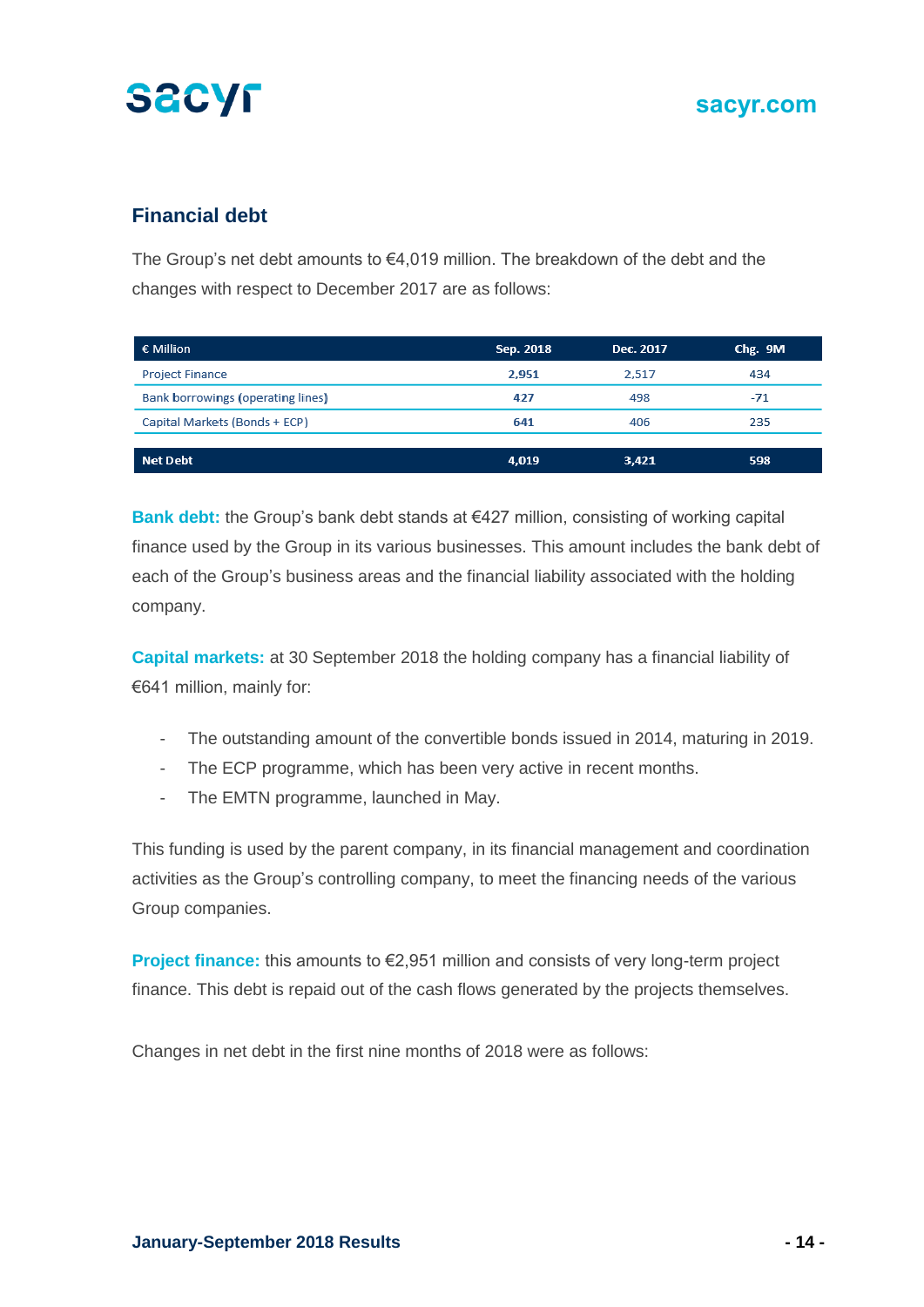## Financial debt

The Group's net debt amounts to €4,019 million. The breakdown of the debt and the changes with respect to December 2017 are as follows:

| € Million | Sep. 2018 | Dec. 2017 | Chg. 9M |
|---|---|---|---|
| Project Finance | **2,951** | 2,517 | 434 |
| Bank borrowings (operating lines) | **427** | 498 | -71 |
| Capital Markets (Bonds + ECP) | **641** | 406 | 235 |
| **Net Debt** | **4,019** | **3,421** | **598** |

**Bank debt:** the Group's bank debt stands at €427 million, consisting of working capital finance used by the Group in its various businesses. This amount includes the bank debt of each of the Group's business areas and the financial liability associated with the holding company.

**Capital markets:** at 30 September 2018 the holding company has a financial liability of €641 million, mainly for:

- The outstanding amount of the convertible bonds issued in 2014, maturing in 2019.
- The ECP programme, which has been very active in recent months.
- The EMTN programme, launched in May.

This funding is used by the parent company, in its financial management and coordination activities as the Group's controlling company, to meet the financing needs of the various Group companies.

**Project finance:** this amounts to €2,951 million and consists of very long-term project finance. This debt is repaid out of the cash flows generated by the projects themselves.

Changes in net debt in the first nine months of 2018 were as follows: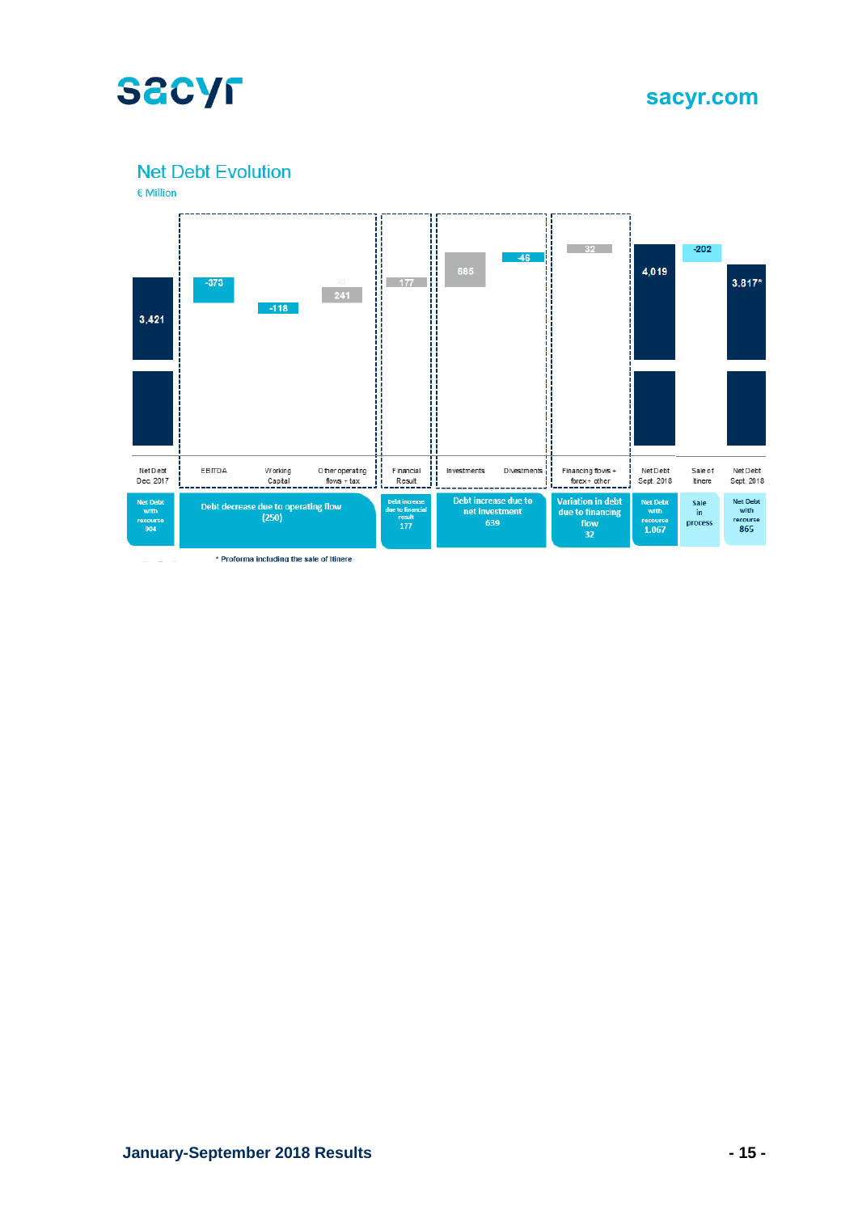## Net Debt Evolution

€ Million

| Net Debt Dec. 2017 | EBITDA | Working Capital | Other operating flows + tax | Financial Result | Investments | Divestments | Financing flows + forex + other | Net Debt Sept. 2018 | Sale of Itinere | Net Debt Sept. 2018 |
|---|---|---|---|---|---|---|---|---|---|---|
| 3,421 | -373 | -118 | 241 | 177 | 685 | -46 | 32 | 4,019 | -202 | 3,817* |
| Net Debt with recourse 904 | Debt decrease due to operating flow (250) | | | Debt increase due to financial result 177 | Debt increase due to net investment 639 | | Variation in debt due to financing flow 32 | Net Debt with recourse 1,067 | Sale in process | Net Debt with recourse 865 |

\* Proforma including the sale of Itinere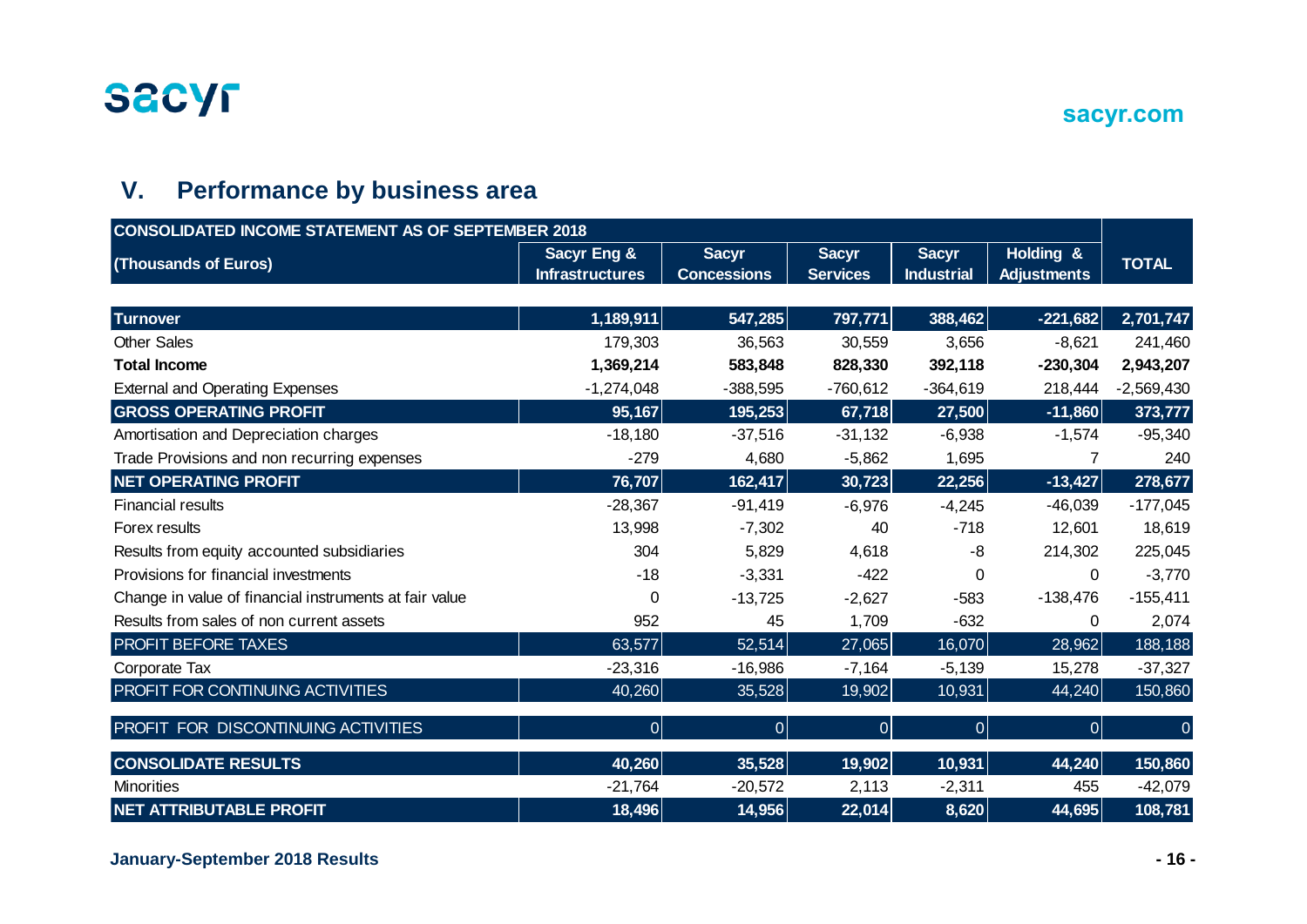## V. Performance by business area

| CONSOLIDATED INCOME STATEMENT AS OF SEPTEMBER 2018 | | | | | | |
|---|---|---|---|---|---|---|
| (Thousands of Euros) | Sacyr Eng & Infrastructures | Sacyr Concessions | Sacyr Services | Sacyr Industrial | Holding & Adjustments | TOTAL |
| **Turnover** | **1,189,911** | **547,285** | **797,771** | **388,462** | **-221,682** | **2,701,747** |
| Other Sales | 179,303 | 36,563 | 30,559 | 3,656 | -8,621 | 241,460 |
| **Total Income** | **1,369,214** | **583,848** | **828,330** | **392,118** | **-230,304** | **2,943,207** |
| External and Operating Expenses | -1,274,048 | -388,595 | -760,612 | -364,619 | 218,444 | -2,569,430 |
| **GROSS OPERATING PROFIT** | **95,167** | **195,253** | **67,718** | **27,500** | **-11,860** | **373,777** |
| Amortisation and Depreciation charges | -18,180 | -37,516 | -31,132 | -6,938 | -1,574 | -95,340 |
| Trade Provisions and non recurring expenses | -279 | 4,680 | -5,862 | 1,695 | 7 | 240 |
| **NET OPERATING PROFIT** | **76,707** | **162,417** | **30,723** | **22,256** | **-13,427** | **278,677** |
| Financial results | -28,367 | -91,419 | -6,976 | -4,245 | -46,039 | -177,045 |
| Forex results | 13,998 | -7,302 | 40 | -718 | 12,601 | 18,619 |
| Results from equity accounted subsidiaries | 304 | 5,829 | 4,618 | -8 | 214,302 | 225,045 |
| Provisions for financial investments | -18 | -3,331 | -422 | 0 | 0 | -3,770 |
| Change in value of financial instruments at fair value | 0 | -13,725 | -2,627 | -583 | -138,476 | -155,411 |
| Results from sales of non current assets | 952 | 45 | 1,709 | -632 | 0 | 2,074 |
| PROFIT BEFORE TAXES | 63,577 | 52,514 | 27,065 | 16,070 | 28,962 | 188,188 |
| Corporate Tax | -23,316 | -16,986 | -7,164 | -5,139 | 15,278 | -37,327 |
| PROFIT FOR CONTINUING ACTIVITIES | 40,260 | 35,528 | 19,902 | 10,931 | 44,240 | 150,860 |
| PROFIT FOR DISCONTINUING ACTIVITIES | 0 | 0 | 0 | 0 | 0 | 0 |
| **CONSOLIDATE RESULTS** | **40,260** | **35,528** | **19,902** | **10,931** | **44,240** | **150,860** |
| Minorities | -21,764 | -20,572 | 2,113 | -2,311 | 455 | -42,079 |
| **NET ATTRIBUTABLE PROFIT** | **18,496** | **14,956** | **22,014** | **8,620** | **44,695** | **108,781** |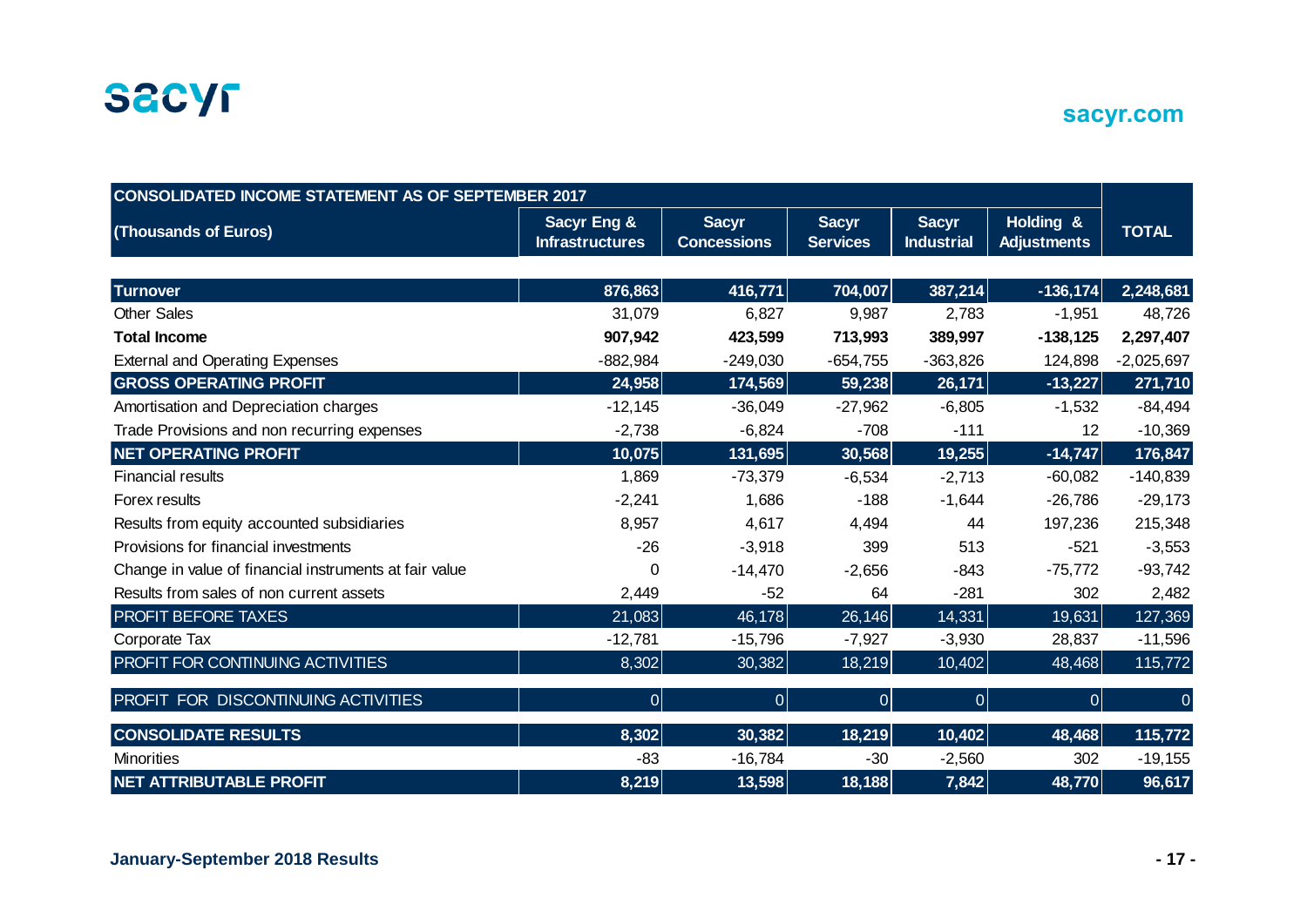| CONSOLIDATED INCOME STATEMENT AS OF SEPTEMBER 2017 | | | | | | |
|---|---|---|---|---|---|---|
| (Thousands of Euros) | Sacyr Eng & Infrastructures | Sacyr Concessions | Sacyr Services | Sacyr Industrial | Holding & Adjustments | TOTAL |
| **Turnover** | **876,863** | **416,771** | **704,007** | **387,214** | **-136,174** | **2,248,681** |
| Other Sales | 31,079 | 6,827 | 9,987 | 2,783 | -1,951 | 48,726 |
| **Total Income** | **907,942** | **423,599** | **713,993** | **389,997** | **-138,125** | **2,297,407** |
| External and Operating Expenses | -882,984 | -249,030 | -654,755 | -363,826 | 124,898 | -2,025,697 |
| **GROSS OPERATING PROFIT** | **24,958** | **174,569** | **59,238** | **26,171** | **-13,227** | **271,710** |
| Amortisation and Depreciation charges | -12,145 | -36,049 | -27,962 | -6,805 | -1,532 | -84,494 |
| Trade Provisions and non recurring expenses | -2,738 | -6,824 | -708 | -111 | 12 | -10,369 |
| **NET OPERATING PROFIT** | **10,075** | **131,695** | **30,568** | **19,255** | **-14,747** | **176,847** |
| Financial results | 1,869 | -73,379 | -6,534 | -2,713 | -60,082 | -140,839 |
| Forex results | -2,241 | 1,686 | -188 | -1,644 | -26,786 | -29,173 |
| Results from equity accounted subsidiaries | 8,957 | 4,617 | 4,494 | 44 | 197,236 | 215,348 |
| Provisions for financial investments | -26 | -3,918 | 399 | 513 | -521 | -3,553 |
| Change in value of financial instruments at fair value | 0 | -14,470 | -2,656 | -843 | -75,772 | -93,742 |
| Results from sales of non current assets | 2,449 | -52 | 64 | -281 | 302 | 2,482 |
| PROFIT BEFORE TAXES | 21,083 | 46,178 | 26,146 | 14,331 | 19,631 | 127,369 |
| Corporate Tax | -12,781 | -15,796 | -7,927 | -3,930 | 28,837 | -11,596 |
| PROFIT FOR CONTINUING ACTIVITIES | 8,302 | 30,382 | 18,219 | 10,402 | 48,468 | 115,772 |
| PROFIT FOR DISCONTINUING ACTIVITIES | 0 | 0 | 0 | 0 | 0 | 0 |
| **CONSOLIDATE RESULTS** | **8,302** | **30,382** | **18,219** | **10,402** | **48,468** | **115,772** |
| Minorities | -83 | -16,784 | -30 | -2,560 | 302 | -19,155 |
| **NET ATTRIBUTABLE PROFIT** | **8,219** | **13,598** | **18,188** | **7,842** | **48,770** | **96,617** |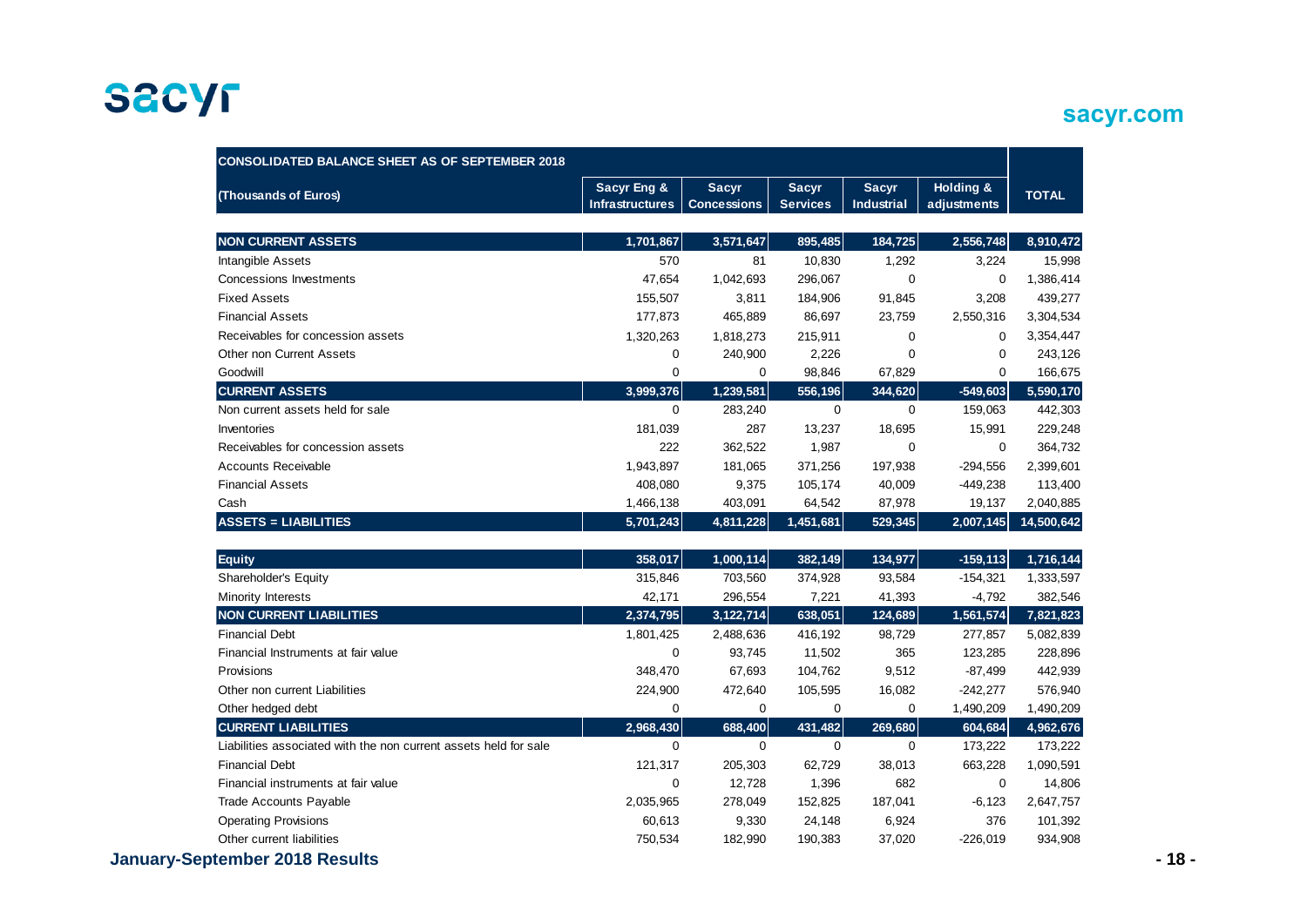| CONSOLIDATED BALANCE SHEET AS OF SEPTEMBER 2018 | | | | | | |
|---|---|---|---|---|---|---|
| (Thousands of Euros) | Sacyr Eng & Infrastructures | Sacyr Concessions | Sacyr Services | Sacyr Industrial | Holding & adjustments | TOTAL |
| **NON CURRENT ASSETS** | **1,701,867** | **3,571,647** | **895,485** | **184,725** | **2,556,748** | **8,910,472** |
| Intangible Assets | 570 | 81 | 10,830 | 1,292 | 3,224 | 15,998 |
| Concessions Investments | 47,654 | 1,042,693 | 296,067 | 0 | 0 | 1,386,414 |
| Fixed Assets | 155,507 | 3,811 | 184,906 | 91,845 | 3,208 | 439,277 |
| Financial Assets | 177,873 | 465,889 | 86,697 | 23,759 | 2,550,316 | 3,304,534 |
| Receivables for concession assets | 1,320,263 | 1,818,273 | 215,911 | 0 | 0 | 3,354,447 |
| Other non Current Assets | 0 | 240,900 | 2,226 | 0 | 0 | 243,126 |
| Goodwill | 0 | 0 | 98,846 | 67,829 | 0 | 166,675 |
| **CURRENT ASSETS** | **3,999,376** | **1,239,581** | **556,196** | **344,620** | **-549,603** | **5,590,170** |
| Non current assets held for sale | 0 | 283,240 | 0 | 0 | 159,063 | 442,303 |
| Inventories | 181,039 | 287 | 13,237 | 18,695 | 15,991 | 229,248 |
| Receivables for concession assets | 222 | 362,522 | 1,987 | 0 | 0 | 364,732 |
| Accounts Receivable | 1,943,897 | 181,065 | 371,256 | 197,938 | -294,556 | 2,399,601 |
| Financial Assets | 408,080 | 9,375 | 105,174 | 40,009 | -449,238 | 113,400 |
| Cash | 1,466,138 | 403,091 | 64,542 | 87,978 | 19,137 | 2,040,885 |
| **ASSETS = LIABILITIES** | **5,701,243** | **4,811,228** | **1,451,681** | **529,345** | **2,007,145** | **14,500,642** |
| **Equity** | **358,017** | **1,000,114** | **382,149** | **134,977** | **-159,113** | **1,716,144** |
| Shareholder's Equity | 315,846 | 703,560 | 374,928 | 93,584 | -154,321 | 1,333,597 |
| Minority Interests | 42,171 | 296,554 | 7,221 | 41,393 | -4,792 | 382,546 |
| **NON CURRENT LIABILITIES** | **2,374,795** | **3,122,714** | **638,051** | **124,689** | **1,561,574** | **7,821,823** |
| Financial Debt | 1,801,425 | 2,488,636 | 416,192 | 98,729 | 277,857 | 5,082,839 |
| Financial Instruments at fair value | 0 | 93,745 | 11,502 | 365 | 123,285 | 228,896 |
| Provisions | 348,470 | 67,693 | 104,762 | 9,512 | -87,499 | 442,939 |
| Other non current Liabilities | 224,900 | 472,640 | 105,595 | 16,082 | -242,277 | 576,940 |
| Other hedged debt | 0 | 0 | 0 | 0 | 1,490,209 | 1,490,209 |
| **CURRENT LIABILITIES** | **2,968,430** | **688,400** | **431,482** | **269,680** | **604,684** | **4,962,676** |
| Liabilities associated with the non current assets held for sale | 0 | 0 | 0 | 0 | 173,222 | 173,222 |
| Financial Debt | 121,317 | 205,303 | 62,729 | 38,013 | 663,228 | 1,090,591 |
| Financial instruments at fair value | 0 | 12,728 | 1,396 | 682 | 0 | 14,806 |
| Trade Accounts Payable | 2,035,965 | 278,049 | 152,825 | 187,041 | -6,123 | 2,647,757 |
| Operating Provisions | 60,613 | 9,330 | 24,148 | 6,924 | 376 | 101,392 |
| Other current liabilities | 750,534 | 182,990 | 190,383 | 37,020 | -226,019 | 934,908 |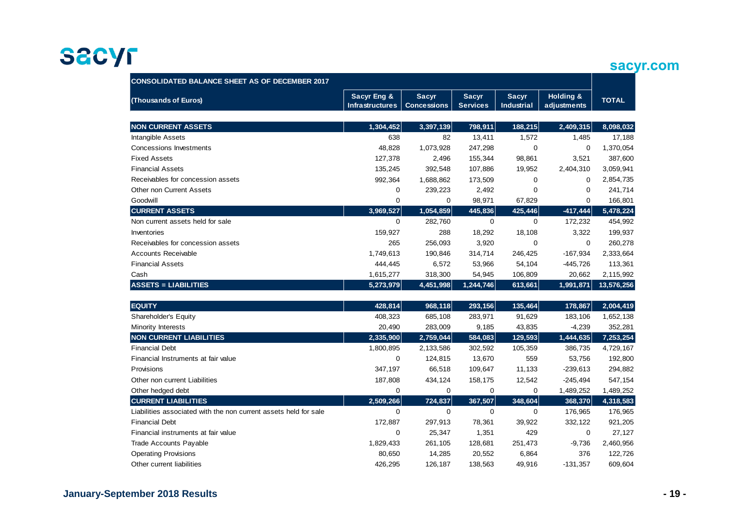| CONSOLIDATED BALANCE SHEET AS OF DECEMBER 2017 | | | | | | |
|---|---|---|---|---|---|---|
| **(Thousands of Euros)** | **Sacyr Eng & Infrastructures** | **Sacyr Concessions** | **Sacyr Services** | **Sacyr Industrial** | **Holding & adjustments** | **TOTAL** |
| **NON CURRENT ASSETS** | **1,304,452** | **3,397,139** | **798,911** | **188,215** | **2,409,315** | **8,098,032** |
| Intangible Assets | 638 | 82 | 13,411 | 1,572 | 1,485 | 17,188 |
| Concessions Investments | 48,828 | 1,073,928 | 247,298 | 0 | 0 | 1,370,054 |
| Fixed Assets | 127,378 | 2,496 | 155,344 | 98,861 | 3,521 | 387,600 |
| Financial Assets | 135,245 | 392,548 | 107,886 | 19,952 | 2,404,310 | 3,059,941 |
| Receivables for concession assets | 992,364 | 1,688,862 | 173,509 | 0 | 0 | 2,854,735 |
| Other non Current Assets | 0 | 239,223 | 2,492 | 0 | 0 | 241,714 |
| Goodwill | 0 | 0 | 98,971 | 67,829 | 0 | 166,801 |
| **CURRENT ASSETS** | **3,969,527** | **1,054,859** | **445,836** | **425,446** | **-417,444** | **5,478,224** |
| Non current assets held for sale | 0 | 282,760 | 0 | 0 | 172,232 | 454,992 |
| Inventories | 159,927 | 288 | 18,292 | 18,108 | 3,322 | 199,937 |
| Receivables for concession assets | 265 | 256,093 | 3,920 | 0 | 0 | 260,278 |
| Accounts Receivable | 1,749,613 | 190,846 | 314,714 | 246,425 | -167,934 | 2,333,664 |
| Financial Assets | 444,445 | 6,572 | 53,966 | 54,104 | -445,726 | 113,361 |
| Cash | 1,615,277 | 318,300 | 54,945 | 106,809 | 20,662 | 2,115,992 |
| **ASSETS = LIABILITIES** | **5,273,979** | **4,451,998** | **1,244,746** | **613,661** | **1,991,871** | **13,576,256** |
| **EQUITY** | **428,814** | **968,118** | **293,156** | **135,464** | **178,867** | **2,004,419** |
| Shareholder's Equity | 408,323 | 685,108 | 283,971 | 91,629 | 183,106 | 1,652,138 |
| Minority Interests | 20,490 | 283,009 | 9,185 | 43,835 | -4,239 | 352,281 |
| **NON CURRENT LIABILITIES** | **2,335,900** | **2,759,044** | **584,083** | **129,593** | **1,444,635** | **7,253,254** |
| Financial Debt | 1,800,895 | 2,133,586 | 302,592 | 105,359 | 386,735 | 4,729,167 |
| Financial Instruments at fair value | 0 | 124,815 | 13,670 | 559 | 53,756 | 192,800 |
| Provisions | 347,197 | 66,518 | 109,647 | 11,133 | -239,613 | 294,882 |
| Other non current Liabilities | 187,808 | 434,124 | 158,175 | 12,542 | -245,494 | 547,154 |
| Other hedged debt | 0 | 0 | 0 | 0 | 1,489,252 | 1,489,252 |
| **CURRENT LIABILITIES** | **2,509,266** | **724,837** | **367,507** | **348,604** | **368,370** | **4,318,583** |
| Liabilities associated with the non current assets held for sale | 0 | 0 | 0 | 0 | 176,965 | 176,965 |
| Financial Debt | 172,887 | 297,913 | 78,361 | 39,922 | 332,122 | 921,205 |
| Financial instruments at fair value | 0 | 25,347 | 1,351 | 429 | 0 | 27,127 |
| Trade Accounts Payable | 1,829,433 | 261,105 | 128,681 | 251,473 | -9,736 | 2,460,956 |
| Operating Provisions | 80,650 | 14,285 | 20,552 | 6,864 | 376 | 122,726 |
| Other current liabilities | 426,295 | 126,187 | 138,563 | 49,916 | -131,357 | 609,604 |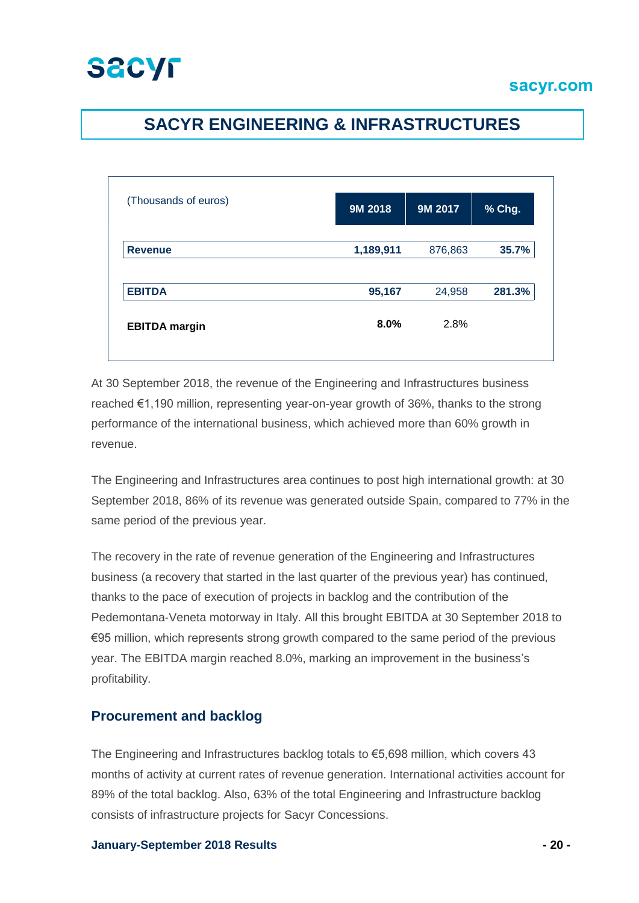# SACYR ENGINEERING & INFRASTRUCTURES

| (Thousands of euros) | 9M 2018 | 9M 2017 | % Chg. |
|---|---|---|---|
| **Revenue** | **1,189,911** | 876,863 | **35.7%** |
| **EBITDA** | **95,167** | 24,958 | **281.3%** |
| **EBITDA margin** | **8.0%** | 2.8% | |

At 30 September 2018, the revenue of the Engineering and Infrastructures business reached €1,190 million, representing year-on-year growth of 36%, thanks to the strong performance of the international business, which achieved more than 60% growth in revenue.

The Engineering and Infrastructures area continues to post high international growth: at 30 September 2018, 86% of its revenue was generated outside Spain, compared to 77% in the same period of the previous year.

The recovery in the rate of revenue generation of the Engineering and Infrastructures business (a recovery that started in the last quarter of the previous year) has continued, thanks to the pace of execution of projects in backlog and the contribution of the Pedemontana-Veneta motorway in Italy. All this brought EBITDA at 30 September 2018 to €95 million, which represents strong growth compared to the same period of the previous year. The EBITDA margin reached 8.0%, marking an improvement in the business's profitability.

## Procurement and backlog

The Engineering and Infrastructures backlog totals to €5,698 million, which covers 43 months of activity at current rates of revenue generation. International activities account for 89% of the total backlog. Also, 63% of the total Engineering and Infrastructure backlog consists of infrastructure projects for Sacyr Concessions.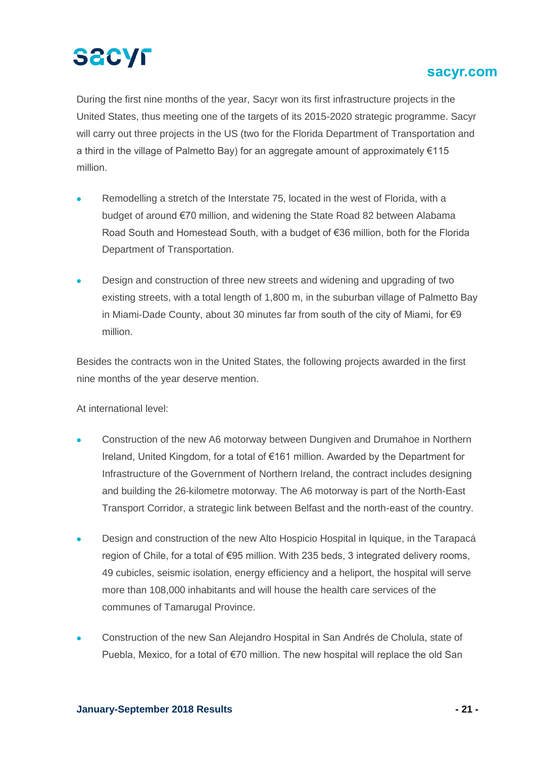During the first nine months of the year, Sacyr won its first infrastructure projects in the United States, thus meeting one of the targets of its 2015-2020 strategic programme. Sacyr will carry out three projects in the US (two for the Florida Department of Transportation and a third in the village of Palmetto Bay) for an aggregate amount of approximately €115 million.

- Remodelling a stretch of the Interstate 75, located in the west of Florida, with a budget of around €70 million, and widening the State Road 82 between Alabama Road South and Homestead South, with a budget of €36 million, both for the Florida Department of Transportation.
- Design and construction of three new streets and widening and upgrading of two existing streets, with a total length of 1,800 m, in the suburban village of Palmetto Bay in Miami-Dade County, about 30 minutes far from south of the city of Miami, for €9 million.

Besides the contracts won in the United States, the following projects awarded in the first nine months of the year deserve mention.

At international level:

- Construction of the new A6 motorway between Dungiven and Drumahoe in Northern Ireland, United Kingdom, for a total of €161 million. Awarded by the Department for Infrastructure of the Government of Northern Ireland, the contract includes designing and building the 26-kilometre motorway. The A6 motorway is part of the North-East Transport Corridor, a strategic link between Belfast and the north-east of the country.
- Design and construction of the new Alto Hospicio Hospital in Iquique, in the Tarapacá region of Chile, for a total of €95 million. With 235 beds, 3 integrated delivery rooms, 49 cubicles, seismic isolation, energy efficiency and a heliport, the hospital will serve more than 108,000 inhabitants and will house the health care services of the communes of Tamarugal Province.
- Construction of the new San Alejandro Hospital in San Andrés de Cholula, state of Puebla, Mexico, for a total of €70 million. The new hospital will replace the old San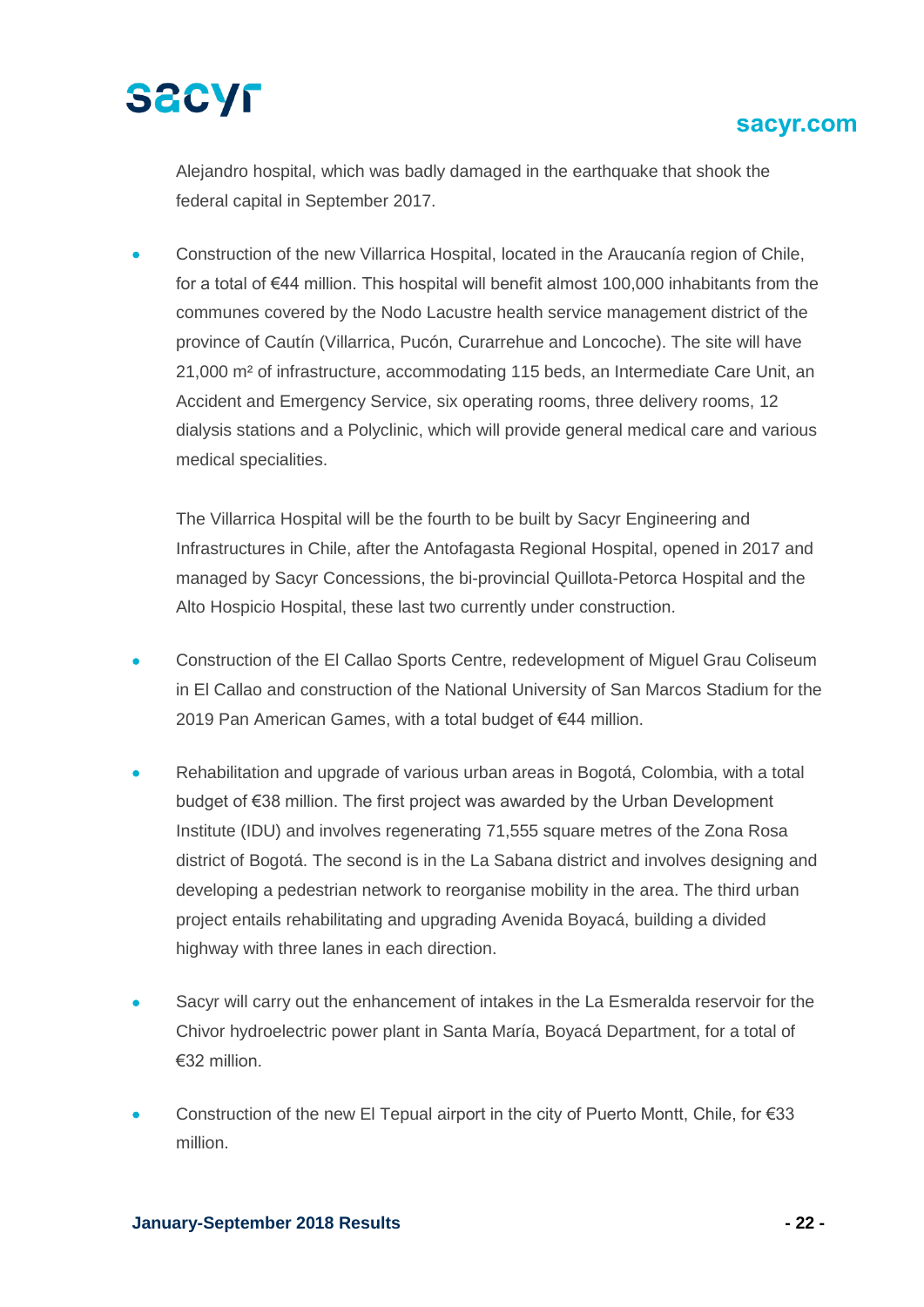Alejandro hospital, which was badly damaged in the earthquake that shook the federal capital in September 2017.

- Construction of the new Villarrica Hospital, located in the Araucanía region of Chile, for a total of €44 million. This hospital will benefit almost 100,000 inhabitants from the communes covered by the Nodo Lacustre health service management district of the province of Cautín (Villarrica, Pucón, Curarrehue and Loncoche). The site will have 21,000 m² of infrastructure, accommodating 115 beds, an Intermediate Care Unit, an Accident and Emergency Service, six operating rooms, three delivery rooms, 12 dialysis stations and a Polyclinic, which will provide general medical care and various medical specialities.

  The Villarrica Hospital will be the fourth to be built by Sacyr Engineering and Infrastructures in Chile, after the Antofagasta Regional Hospital, opened in 2017 and managed by Sacyr Concessions, the bi-provincial Quillota-Petorca Hospital and the Alto Hospicio Hospital, these last two currently under construction.

- Construction of the El Callao Sports Centre, redevelopment of Miguel Grau Coliseum in El Callao and construction of the National University of San Marcos Stadium for the 2019 Pan American Games, with a total budget of €44 million.

- Rehabilitation and upgrade of various urban areas in Bogotá, Colombia, with a total budget of €38 million. The first project was awarded by the Urban Development Institute (IDU) and involves regenerating 71,555 square metres of the Zona Rosa district of Bogotá. The second is in the La Sabana district and involves designing and developing a pedestrian network to reorganise mobility in the area. The third urban project entails rehabilitating and upgrading Avenida Boyacá, building a divided highway with three lanes in each direction.

- Sacyr will carry out the enhancement of intakes in the La Esmeralda reservoir for the Chivor hydroelectric power plant in Santa María, Boyacá Department, for a total of €32 million.

- Construction of the new El Tepual airport in the city of Puerto Montt, Chile, for €33 million.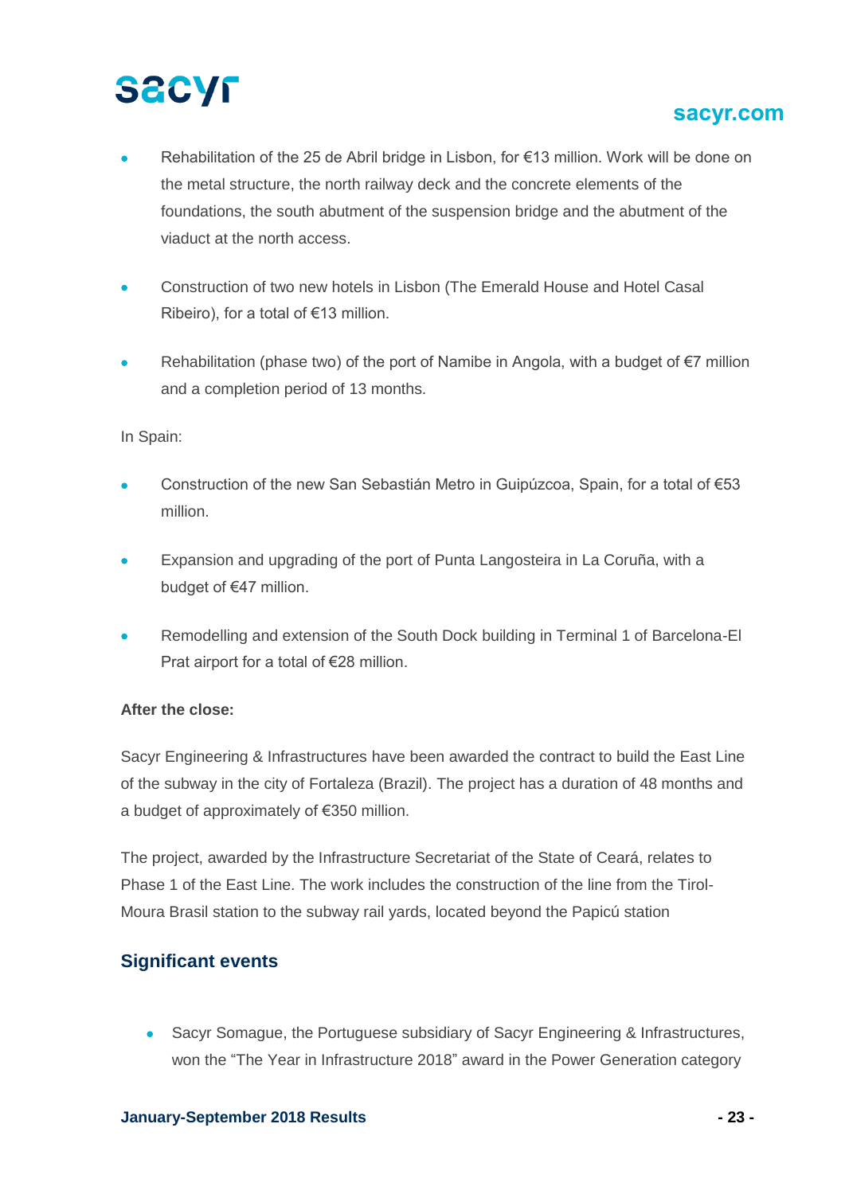- Rehabilitation of the 25 de Abril bridge in Lisbon, for €13 million. Work will be done on the metal structure, the north railway deck and the concrete elements of the foundations, the south abutment of the suspension bridge and the abutment of the viaduct at the north access.

- Construction of two new hotels in Lisbon (The Emerald House and Hotel Casal Ribeiro), for a total of €13 million.

- Rehabilitation (phase two) of the port of Namibe in Angola, with a budget of €7 million and a completion period of 13 months.

In Spain:

- Construction of the new San Sebastián Metro in Guipúzcoa, Spain, for a total of €53 million.

- Expansion and upgrading of the port of Punta Langosteira in La Coruña, with a budget of €47 million.

- Remodelling and extension of the South Dock building in Terminal 1 of Barcelona-El Prat airport for a total of €28 million.

**After the close:**

Sacyr Engineering & Infrastructures have been awarded the contract to build the East Line of the subway in the city of Fortaleza (Brazil). The project has a duration of 48 months and a budget of approximately of €350 million.

The project, awarded by the Infrastructure Secretariat of the State of Ceará, relates to Phase 1 of the East Line. The work includes the construction of the line from the Tirol-Moura Brasil station to the subway rail yards, located beyond the Papicú station

## Significant events

- Sacyr Somague, the Portuguese subsidiary of Sacyr Engineering & Infrastructures, won the "The Year in Infrastructure 2018" award in the Power Generation category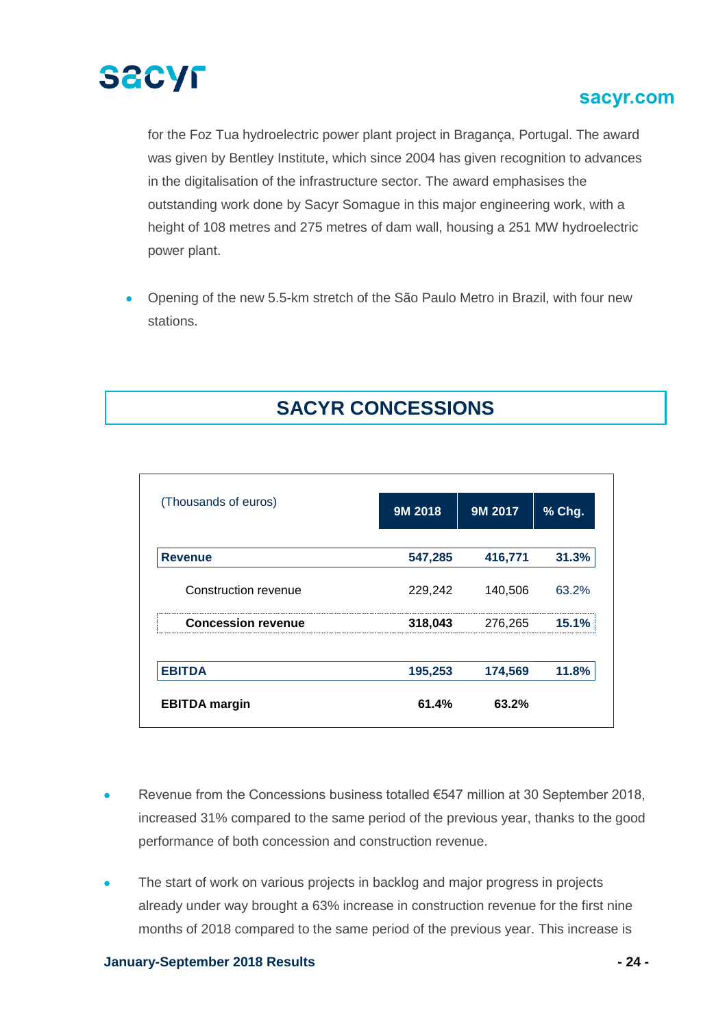for the Foz Tua hydroelectric power plant project in Bragança, Portugal. The award was given by Bentley Institute, which since 2004 has given recognition to advances in the digitalisation of the infrastructure sector. The award emphasises the outstanding work done by Sacyr Somague in this major engineering work, with a height of 108 metres and 275 metres of dam wall, housing a 251 MW hydroelectric power plant.

- Opening of the new 5.5-km stretch of the São Paulo Metro in Brazil, with four new stations.

## SACYR CONCESSIONS

| (Thousands of euros) | 9M 2018 | 9M 2017 | % Chg. |
|---|---|---|---|
| **Revenue** | **547,285** | **416,771** | **31.3%** |
| Construction revenue | 229,242 | 140,506 | 63.2% |
| **Concession revenue** | **318,043** | 276,265 | **15.1%** |
| **EBITDA** | **195,253** | **174,569** | **11.8%** |
| **EBITDA margin** | **61.4%** | **63.2%** | |

- Revenue from the Concessions business totalled €547 million at 30 September 2018, increased 31% compared to the same period of the previous year, thanks to the good performance of both concession and construction revenue.

- The start of work on various projects in backlog and major progress in projects already under way brought a 63% increase in construction revenue for the first nine months of 2018 compared to the same period of the previous year. This increase is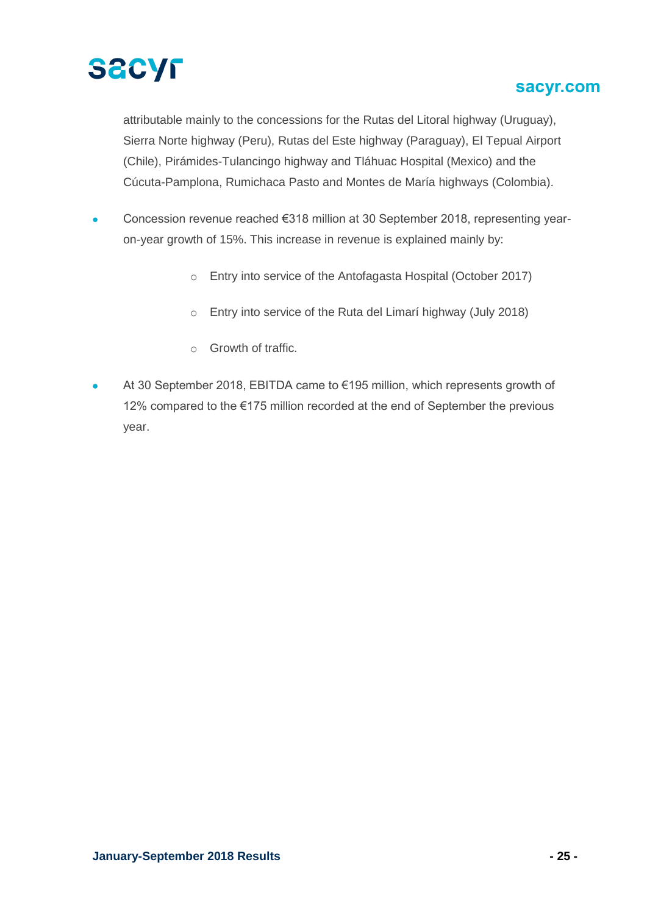attributable mainly to the concessions for the Rutas del Litoral highway (Uruguay), Sierra Norte highway (Peru), Rutas del Este highway (Paraguay), El Tepual Airport (Chile), Pirámides-Tulancingo highway and Tláhuac Hospital (Mexico) and the Cúcuta-Pamplona, Rumichaca Pasto and Montes de María highways (Colombia).

- Concession revenue reached €318 million at 30 September 2018, representing year-on-year growth of 15%. This increase in revenue is explained mainly by:
    - Entry into service of the Antofagasta Hospital (October 2017)
    - Entry into service of the Ruta del Limarí highway (July 2018)
    - Growth of traffic.
- At 30 September 2018, EBITDA came to €195 million, which represents growth of 12% compared to the €175 million recorded at the end of September the previous year.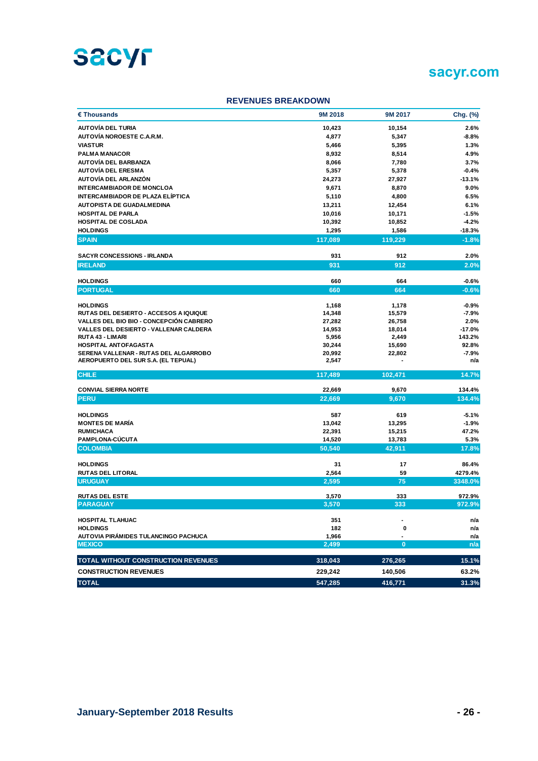## REVENUES BREAKDOWN

| € Thousands | 9M 2018 | 9M 2017 | Chg. (%) |
|---|---|---|---|
| AUTOVÍA DEL TURIA | 10,423 | 10,154 | 2.6% |
| AUTOVÍA NOROESTE C.A.R.M. | 4,877 | 5,347 | -8.8% |
| VIASTUR | 5,466 | 5,395 | 1.3% |
| PALMA MANACOR | 8,932 | 8,514 | 4.9% |
| AUTOVÍA DEL BARBANZA | 8,066 | 7,780 | 3.7% |
| AUTOVÍA DEL ERESMA | 5,357 | 5,378 | -0.4% |
| AUTOVÍA DEL ARLANZÓN | 24,273 | 27,927 | -13.1% |
| INTERCAMBIADOR DE MONCLOA | 9,671 | 8,870 | 9.0% |
| INTERCAMBIADOR DE PLAZA ELÍPTICA | 5,110 | 4,800 | 6.5% |
| AUTOPISTA DE GUADALMEDINA | 13,211 | 12,454 | 6.1% |
| HOSPITAL DE PARLA | 10,016 | 10,171 | -1.5% |
| HOSPITAL DE COSLADA | 10,392 | 10,852 | -4.2% |
| HOLDINGS | 1,295 | 1,586 | -18.3% |
| **SPAIN** | **117,089** | **119,229** | **-1.8%** |
| SACYR CONCESSIONS - IRLANDA | 931 | 912 | 2.0% |
| **IRELAND** | **931** | **912** | **2.0%** |
| HOLDINGS | 660 | 664 | -0.6% |
| **PORTUGAL** | **660** | **664** | **-0.6%** |
| HOLDINGS | 1,168 | 1,178 | -0.9% |
| RUTAS DEL DESIERTO - ACCESOS A IQUIQUE | 14,348 | 15,579 | -7.9% |
| VALLES DEL BIO BIO - CONCEPCIÓN CABRERO | 27,282 | 26,758 | 2.0% |
| VALLES DEL DESIERTO - VALLENAR CALDERA | 14,953 | 18,014 | -17.0% |
| RUTA 43 - LIMARI | 5,956 | 2,449 | 143.2% |
| HOSPITAL ANTOFAGASTA | 30,244 | 15,690 | 92.8% |
| SERENA VALLENAR - RUTAS DEL ALGARROBO | 20,992 | 22,802 | -7.9% |
| AEROPUERTO DEL SUR S.A. (EL TEPUAL) | 2,547 | - | n/a |
| **CHILE** | **117,489** | **102,471** | **14.7%** |
| CONVIAL SIERRA NORTE | 22,669 | 9,670 | 134.4% |
| **PERU** | **22,669** | **9,670** | **134.4%** |
| HOLDINGS | 587 | 619 | -5.1% |
| MONTES DE MARÍA | 13,042 | 13,295 | -1.9% |
| RUMICHACA | 22,391 | 15,215 | 47.2% |
| PAMPLONA-CÚCUTA | 14,520 | 13,783 | 5.3% |
| **COLOMBIA** | **50,540** | **42,911** | **17.8%** |
| HOLDINGS | 31 | 17 | 86.4% |
| RUTAS DEL LITORAL | 2,564 | 59 | 4279.4% |
| **URUGUAY** | **2,595** | **75** | **3348.0%** |
| RUTAS DEL ESTE | 3,570 | 333 | 972.9% |
| **PARAGUAY** | **3,570** | **333** | **972.9%** |
| HOSPITAL TLAHUAC | 351 | - | n/a |
| HOLDINGS | 182 | 0 | n/a |
| AUTOVIA PIRÁMIDES TULANCINGO PACHUCA | 1,966 | - | n/a |
| **MEXICO** | **2,499** | **0** | **n/a** |
| **TOTAL WITHOUT CONSTRUCTION REVENUES** | **318,043** | **276,265** | **15.1%** |
| **CONSTRUCTION REVENUES** | **229,242** | **140,506** | **63.2%** |
| **TOTAL** | **547,285** | **416,771** | **31.3%** |

**January-September 2018 Results**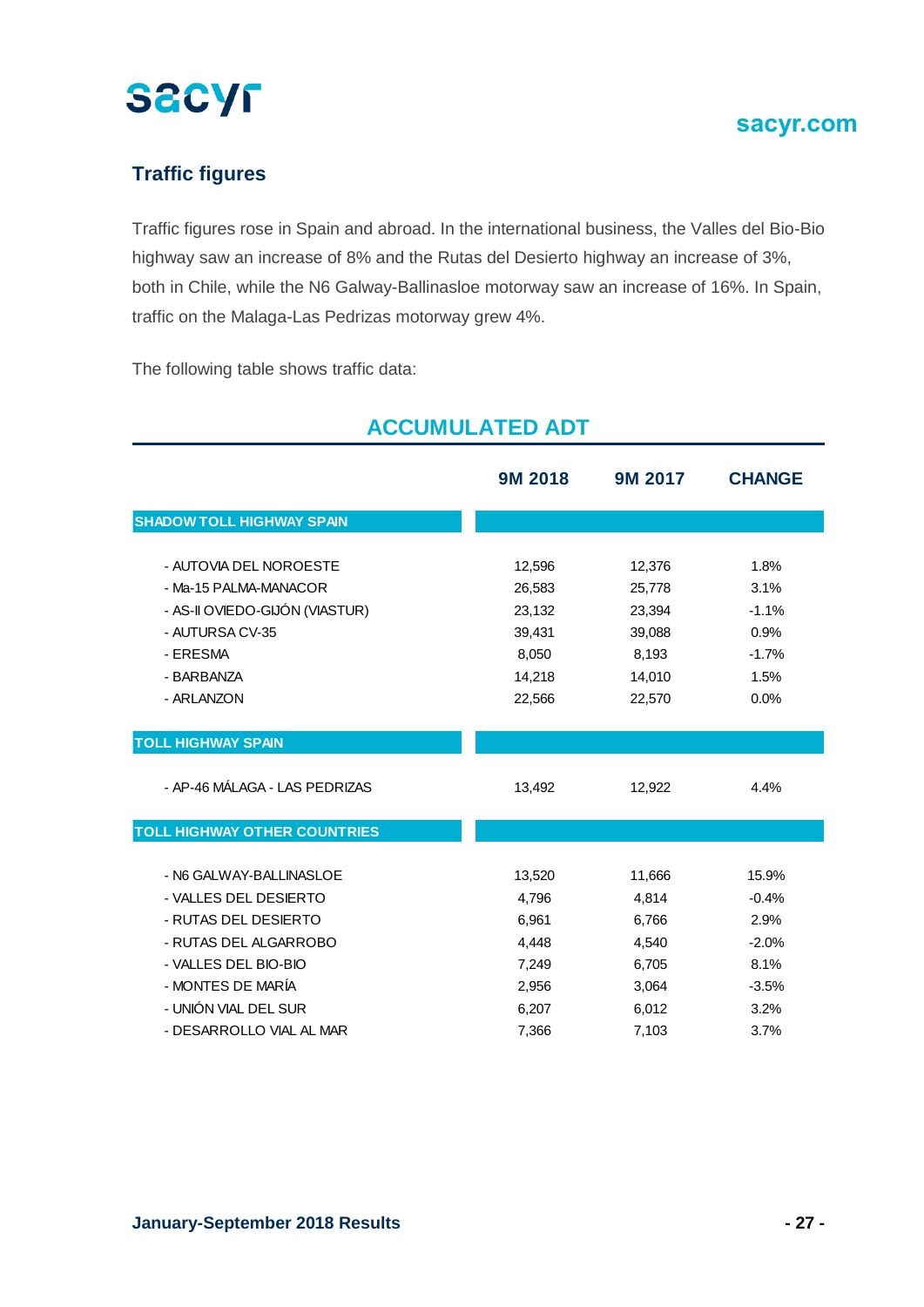## Traffic figures

Traffic figures rose in Spain and abroad. In the international business, the Valles del Bio-Bio highway saw an increase of 8% and the Rutas del Desierto highway an increase of 3%, both in Chile, while the N6 Galway-Ballinasloe motorway saw an increase of 16%. In Spain, traffic on the Malaga-Las Pedrizas motorway grew 4%.

The following table shows traffic data:

### ACCUMULATED ADT

| | 9M 2018 | 9M 2017 | CHANGE |
|---|---|---|---|
| **SHADOW TOLL HIGHWAY SPAIN** | | | |
| - AUTOVIA DEL NOROESTE | 12,596 | 12,376 | 1.8% |
| - Ma-15 PALMA-MANACOR | 26,583 | 25,778 | 3.1% |
| - AS-II OVIEDO-GIJÓN (VIASTUR) | 23,132 | 23,394 | -1.1% |
| - AUTURSA CV-35 | 39,431 | 39,088 | 0.9% |
| - ERESMA | 8,050 | 8,193 | -1.7% |
| - BARBANZA | 14,218 | 14,010 | 1.5% |
| - ARLANZON | 22,566 | 22,570 | 0.0% |
| **TOLL HIGHWAY SPAIN** | | | |
| - AP-46 MÁLAGA - LAS PEDRIZAS | 13,492 | 12,922 | 4.4% |
| **TOLL HIGHWAY OTHER COUNTRIES** | | | |
| - N6 GALWAY-BALLINASLOE | 13,520 | 11,666 | 15.9% |
| - VALLES DEL DESIERTO | 4,796 | 4,814 | -0.4% |
| - RUTAS DEL DESIERTO | 6,961 | 6,766 | 2.9% |
| - RUTAS DEL ALGARROBO | 4,448 | 4,540 | -2.0% |
| - VALLES DEL BIO-BIO | 7,249 | 6,705 | 8.1% |
| - MONTES DE MARÍA | 2,956 | 3,064 | -3.5% |
| - UNIÓN VIAL DEL SUR | 6,207 | 6,012 | 3.2% |
| - DESARROLLO VIAL AL MAR | 7,366 | 7,103 | 3.7% |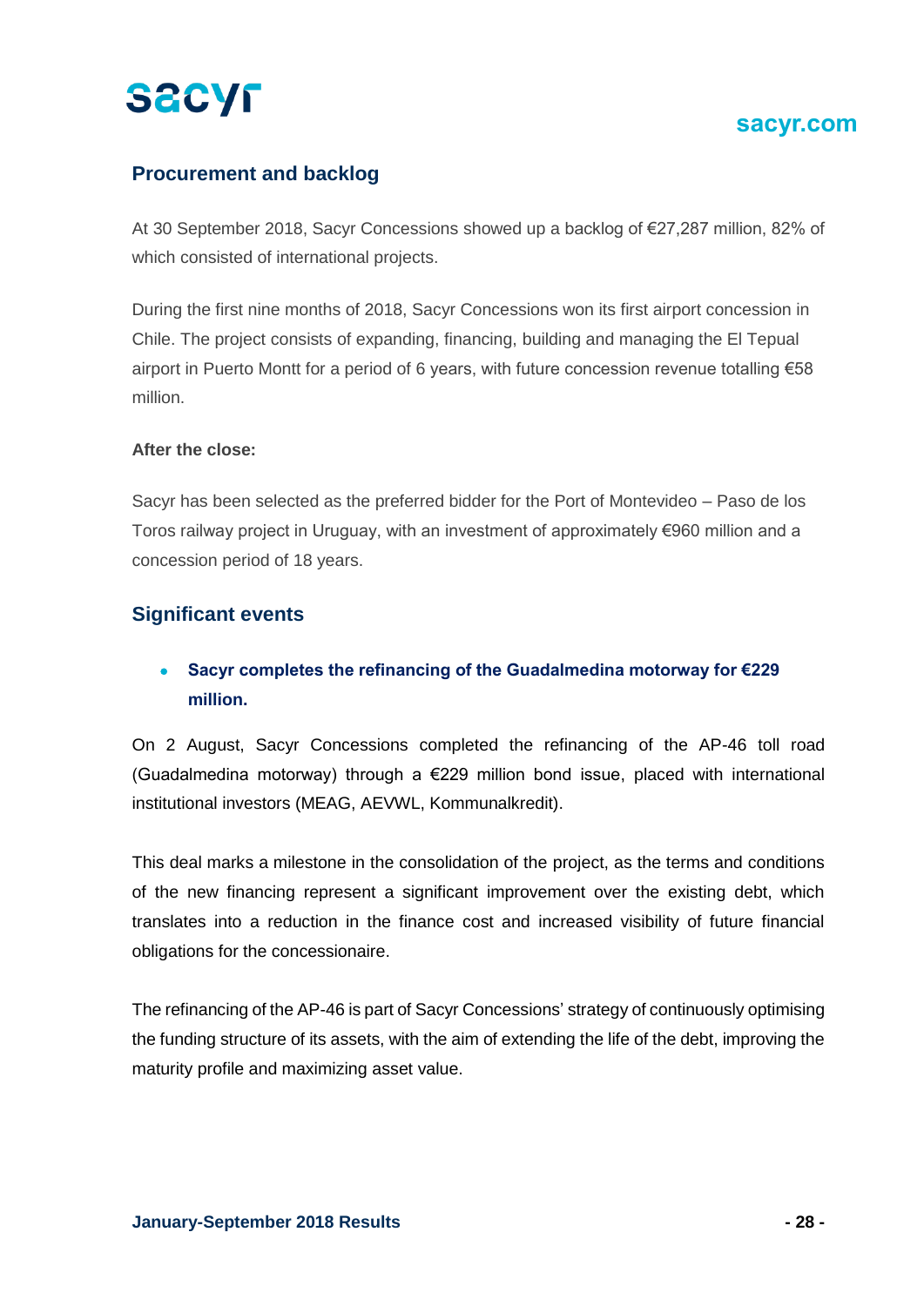## Procurement and backlog

At 30 September 2018, Sacyr Concessions showed up a backlog of €27,287 million, 82% of which consisted of international projects.

During the first nine months of 2018, Sacyr Concessions won its first airport concession in Chile. The project consists of expanding, financing, building and managing the El Tepual airport in Puerto Montt for a period of 6 years, with future concession revenue totalling €58 million.

**After the close:**

Sacyr has been selected as the preferred bidder for the Port of Montevideo – Paso de los Toros railway project in Uruguay, with an investment of approximately €960 million and a concession period of 18 years.

## Significant events

- **Sacyr completes the refinancing of the Guadalmedina motorway for €229 million.**

On 2 August, Sacyr Concessions completed the refinancing of the AP-46 toll road (Guadalmedina motorway) through a €229 million bond issue, placed with international institutional investors (MEAG, AEVWL, Kommunalkredit).

This deal marks a milestone in the consolidation of the project, as the terms and conditions of the new financing represent a significant improvement over the existing debt, which translates into a reduction in the finance cost and increased visibility of future financial obligations for the concessionaire.

The refinancing of the AP-46 is part of Sacyr Concessions' strategy of continuously optimising the funding structure of its assets, with the aim of extending the life of the debt, improving the maturity profile and maximizing asset value.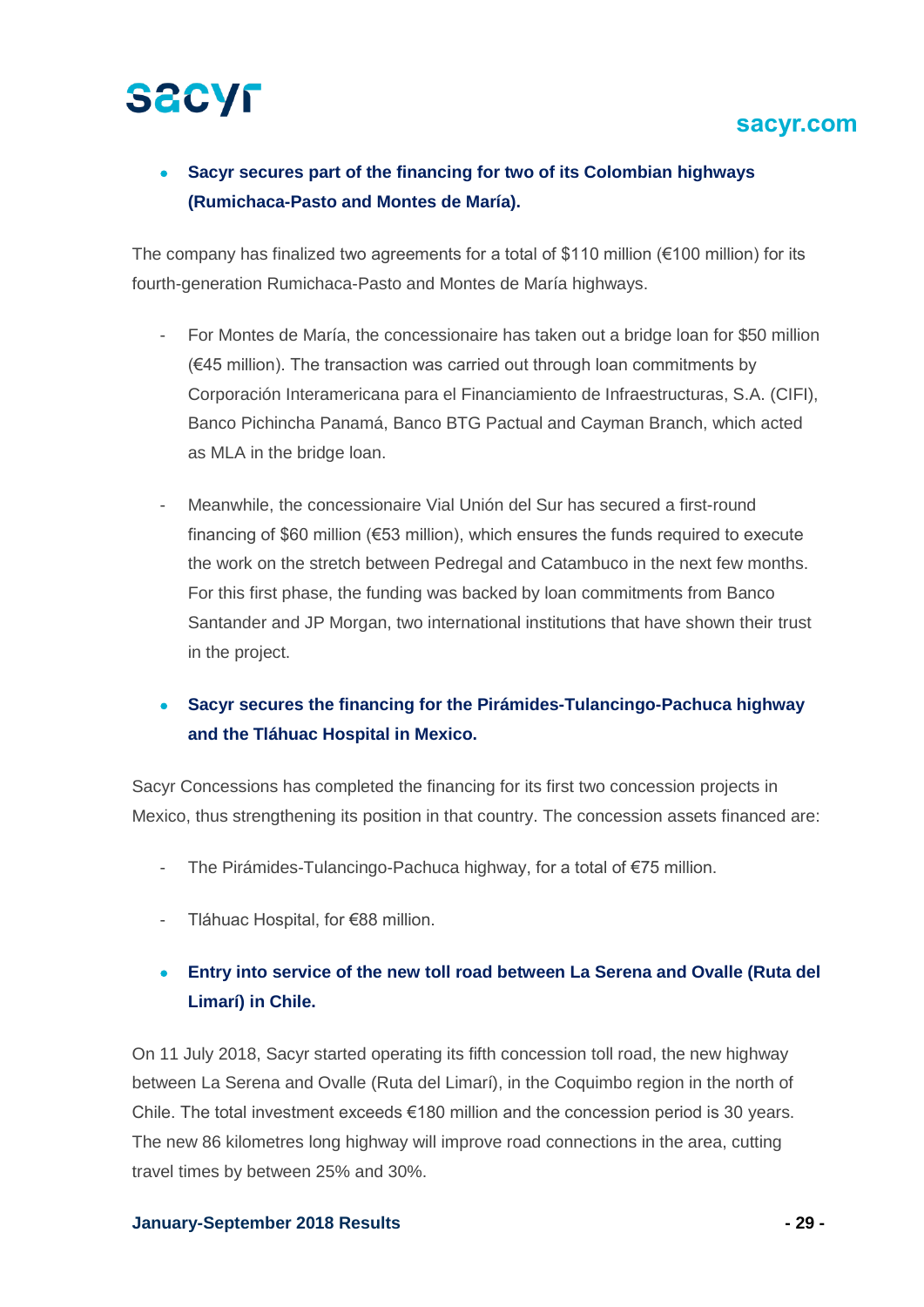- **Sacyr secures part of the financing for two of its Colombian highways (Rumichaca-Pasto and Montes de María).**

The company has finalized two agreements for a total of $110 million (€100 million) for its fourth-generation Rumichaca-Pasto and Montes de María highways.

- For Montes de María, the concessionaire has taken out a bridge loan for $50 million (€45 million). The transaction was carried out through loan commitments by Corporación Interamericana para el Financiamiento de Infraestructuras, S.A. (CIFI), Banco Pichincha Panamá, Banco BTG Pactual and Cayman Branch, which acted as MLA in the bridge loan.

- Meanwhile, the concessionaire Vial Unión del Sur has secured a first-round financing of $60 million (€53 million), which ensures the funds required to execute the work on the stretch between Pedregal and Catambuco in the next few months. For this first phase, the funding was backed by loan commitments from Banco Santander and JP Morgan, two international institutions that have shown their trust in the project.

- **Sacyr secures the financing for the Pirámides-Tulancingo-Pachuca highway and the Tláhuac Hospital in Mexico.**

Sacyr Concessions has completed the financing for its first two concession projects in Mexico, thus strengthening its position in that country. The concession assets financed are:

- The Pirámides-Tulancingo-Pachuca highway, for a total of €75 million.

- Tláhuac Hospital, for €88 million.

- **Entry into service of the new toll road between La Serena and Ovalle (Ruta del Limarí) in Chile.**

On 11 July 2018, Sacyr started operating its fifth concession toll road, the new highway between La Serena and Ovalle (Ruta del Limarí), in the Coquimbo region in the north of Chile. The total investment exceeds €180 million and the concession period is 30 years. The new 86 kilometres long highway will improve road connections in the area, cutting travel times by between 25% and 30%.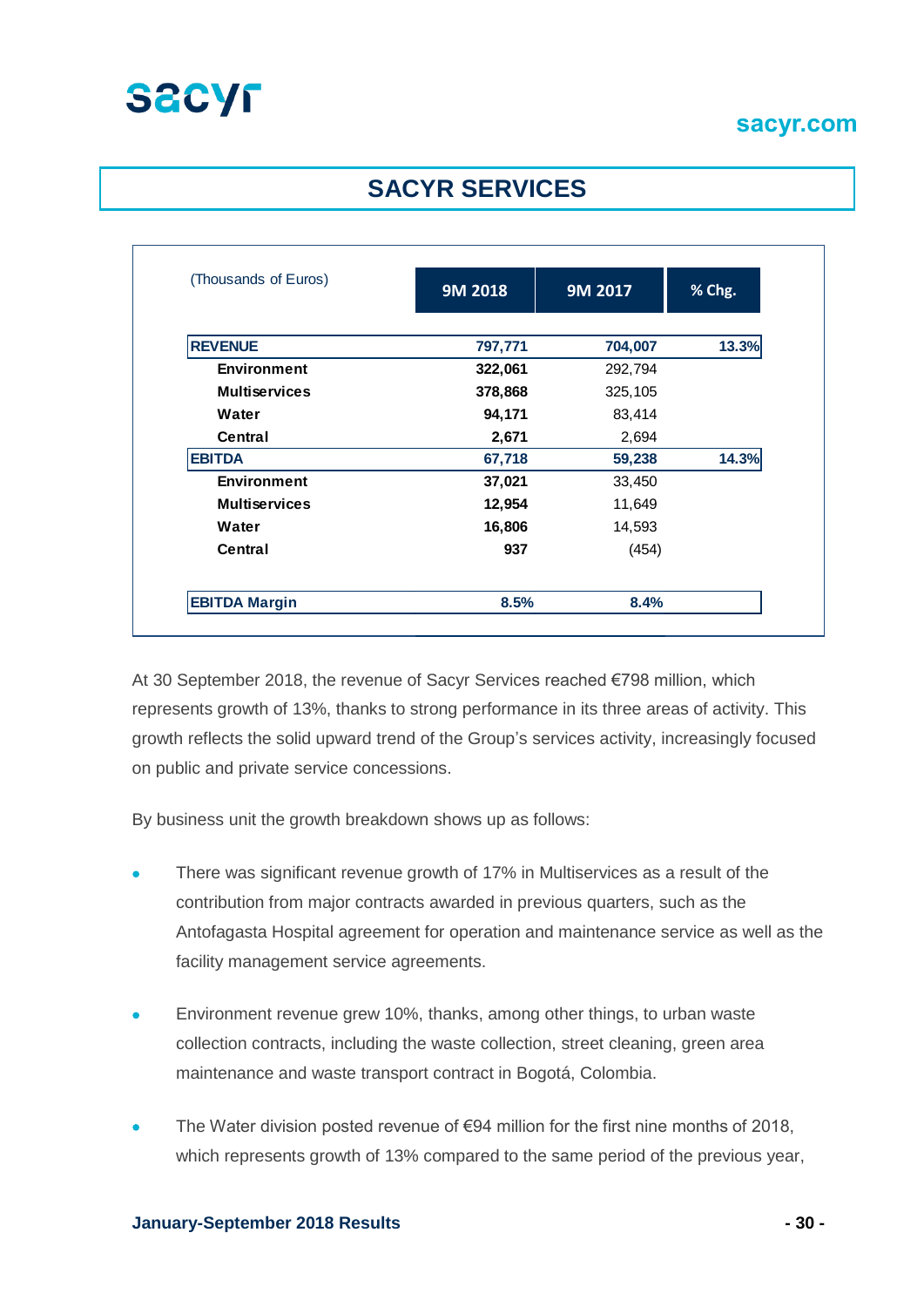## SACYR SERVICES

| (Thousands of Euros) | 9M 2018 | 9M 2017 | % Chg. |
|---|---|---|---|
| **REVENUE** | **797,771** | **704,007** | **13.3%** |
| **Environment** | **322,061** | 292,794 | |
| **Multiservices** | **378,868** | 325,105 | |
| **Water** | **94,171** | 83,414 | |
| **Central** | **2,671** | 2,694 | |
| **EBITDA** | **67,718** | **59,238** | **14.3%** |
| **Environment** | **37,021** | 33,450 | |
| **Multiservices** | **12,954** | 11,649 | |
| **Water** | **16,806** | 14,593 | |
| **Central** | **937** | (454) | |
| **EBITDA Margin** | **8.5%** | **8.4%** | |

At 30 September 2018, the revenue of Sacyr Services reached €798 million, which represents growth of 13%, thanks to strong performance in its three areas of activity. This growth reflects the solid upward trend of the Group's services activity, increasingly focused on public and private service concessions.

By business unit the growth breakdown shows up as follows:

- There was significant revenue growth of 17% in Multiservices as a result of the contribution from major contracts awarded in previous quarters, such as the Antofagasta Hospital agreement for operation and maintenance service as well as the facility management service agreements.

- Environment revenue grew 10%, thanks, among other things, to urban waste collection contracts, including the waste collection, street cleaning, green area maintenance and waste transport contract in Bogotá, Colombia.

- The Water division posted revenue of €94 million for the first nine months of 2018, which represents growth of 13% compared to the same period of the previous year,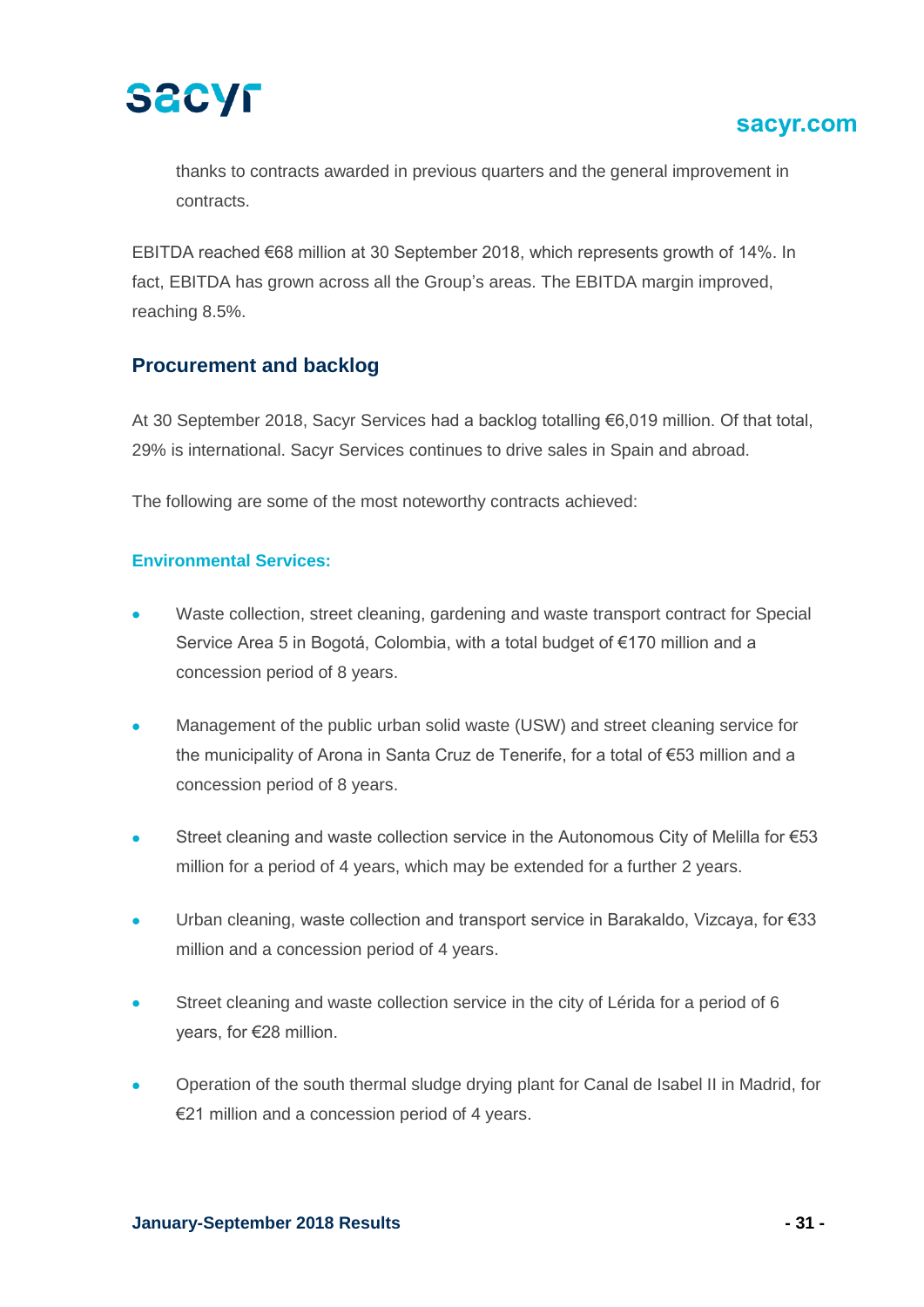thanks to contracts awarded in previous quarters and the general improvement in contracts.

EBITDA reached €68 million at 30 September 2018, which represents growth of 14%. In fact, EBITDA has grown across all the Group's areas. The EBITDA margin improved, reaching 8.5%.

## Procurement and backlog

At 30 September 2018, Sacyr Services had a backlog totalling €6,019 million. Of that total, 29% is international. Sacyr Services continues to drive sales in Spain and abroad.

The following are some of the most noteworthy contracts achieved:

### Environmental Services:

- Waste collection, street cleaning, gardening and waste transport contract for Special Service Area 5 in Bogotá, Colombia, with a total budget of €170 million and a concession period of 8 years.
- Management of the public urban solid waste (USW) and street cleaning service for the municipality of Arona in Santa Cruz de Tenerife, for a total of €53 million and a concession period of 8 years.
- Street cleaning and waste collection service in the Autonomous City of Melilla for €53 million for a period of 4 years, which may be extended for a further 2 years.
- Urban cleaning, waste collection and transport service in Barakaldo, Vizcaya, for €33 million and a concession period of 4 years.
- Street cleaning and waste collection service in the city of Lérida for a period of 6 years, for €28 million.
- Operation of the south thermal sludge drying plant for Canal de Isabel II in Madrid, for €21 million and a concession period of 4 years.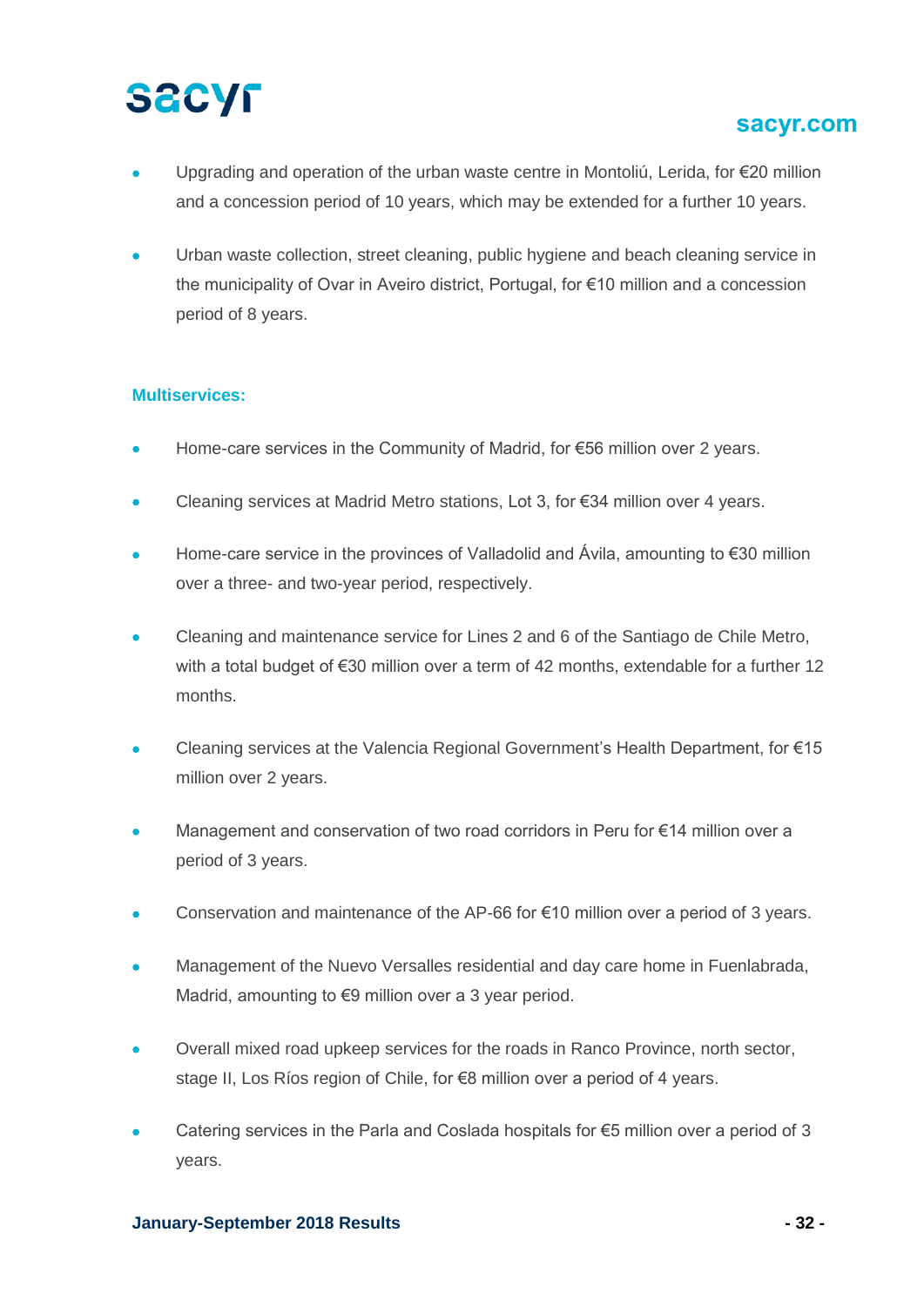- Upgrading and operation of the urban waste centre in Montoliú, Lerida, for €20 million and a concession period of 10 years, which may be extended for a further 10 years.
- Urban waste collection, street cleaning, public hygiene and beach cleaning service in the municipality of Ovar in Aveiro district, Portugal, for €10 million and a concession period of 8 years.

**Multiservices:**

- Home-care services in the Community of Madrid, for €56 million over 2 years.
- Cleaning services at Madrid Metro stations, Lot 3, for €34 million over 4 years.
- Home-care service in the provinces of Valladolid and Ávila, amounting to €30 million over a three- and two-year period, respectively.
- Cleaning and maintenance service for Lines 2 and 6 of the Santiago de Chile Metro, with a total budget of €30 million over a term of 42 months, extendable for a further 12 months.
- Cleaning services at the Valencia Regional Government's Health Department, for €15 million over 2 years.
- Management and conservation of two road corridors in Peru for €14 million over a period of 3 years.
- Conservation and maintenance of the AP-66 for €10 million over a period of 3 years.
- Management of the Nuevo Versalles residential and day care home in Fuenlabrada, Madrid, amounting to €9 million over a 3 year period.
- Overall mixed road upkeep services for the roads in Ranco Province, north sector, stage II, Los Ríos region of Chile, for €8 million over a period of 4 years.
- Catering services in the Parla and Coslada hospitals for €5 million over a period of 3 years.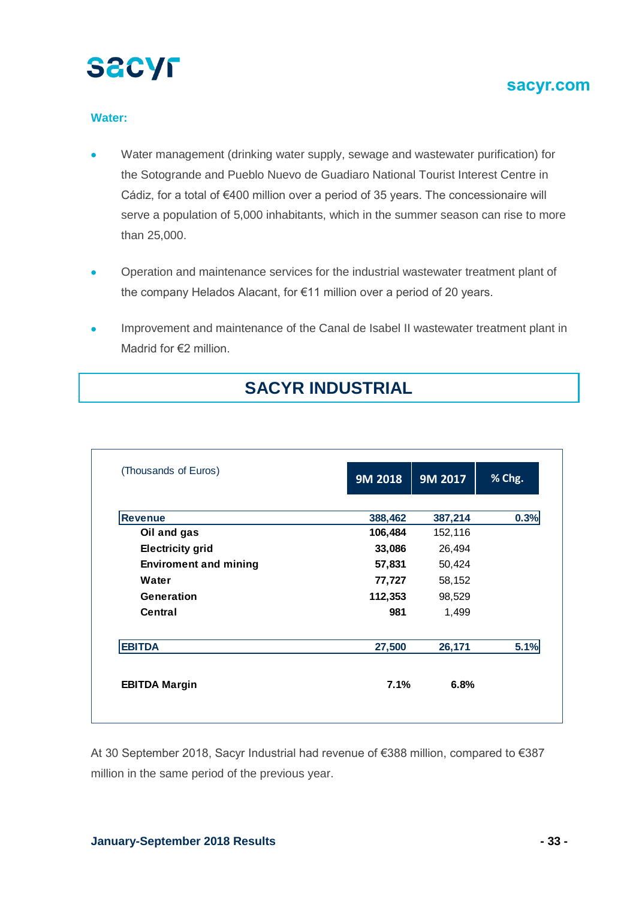**Water:**

- Water management (drinking water supply, sewage and wastewater purification) for the Sotogrande and Pueblo Nuevo de Guadiaro National Tourist Interest Centre in Cádiz, for a total of €400 million over a period of 35 years. The concessionaire will serve a population of 5,000 inhabitants, which in the summer season can rise to more than 25,000.
- Operation and maintenance services for the industrial wastewater treatment plant of the company Helados Alacant, for €11 million over a period of 20 years.
- Improvement and maintenance of the Canal de Isabel II wastewater treatment plant in Madrid for €2 million.

## SACYR INDUSTRIAL

| (Thousands of Euros) | 9M 2018 | 9M 2017 | % Chg. |
|---|---|---|---|
| **Revenue** | **388,462** | **387,214** | **0.3%** |
| **Oil and gas** | **106,484** | 152,116 | |
| **Electricity grid** | **33,086** | 26,494 | |
| **Enviroment and mining** | **57,831** | 50,424 | |
| **Water** | **77,727** | 58,152 | |
| **Generation** | **112,353** | 98,529 | |
| **Central** | **981** | 1,499 | |
| **EBITDA** | **27,500** | **26,171** | **5.1%** |
| **EBITDA Margin** | **7.1%** | **6.8%** | |

At 30 September 2018, Sacyr Industrial had revenue of €388 million, compared to €387 million in the same period of the previous year.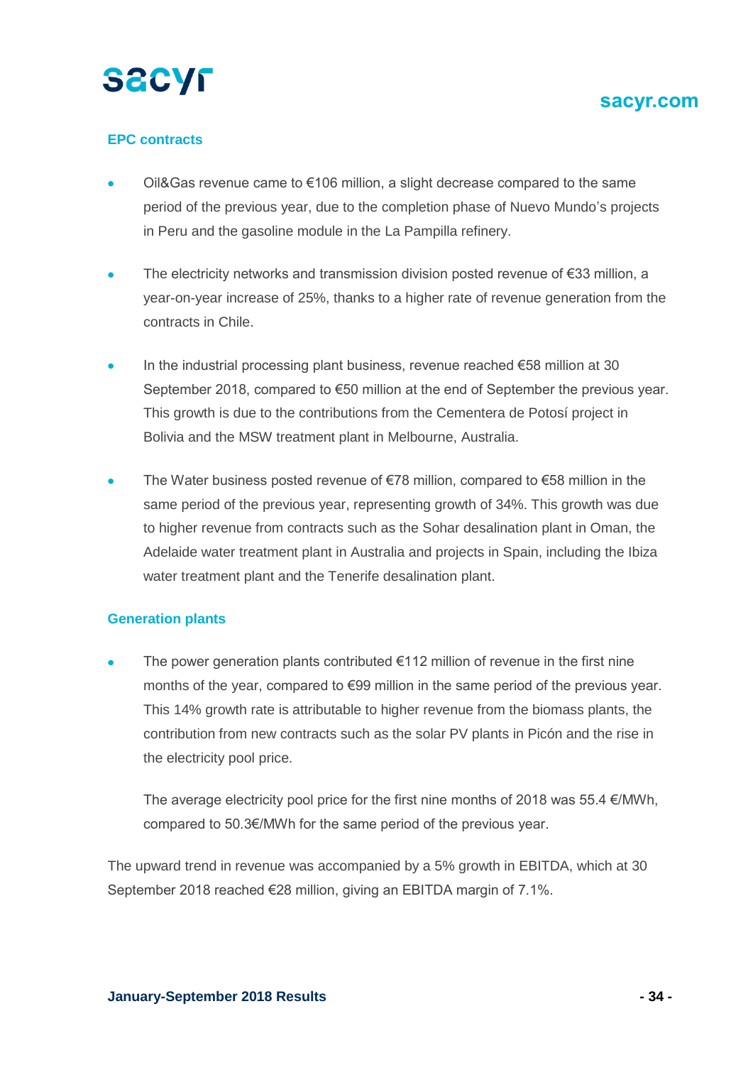### EPC contracts

- Oil&Gas revenue came to €106 million, a slight decrease compared to the same period of the previous year, due to the completion phase of Nuevo Mundo's projects in Peru and the gasoline module in the La Pampilla refinery.

- The electricity networks and transmission division posted revenue of €33 million, a year-on-year increase of 25%, thanks to a higher rate of revenue generation from the contracts in Chile.

- In the industrial processing plant business, revenue reached €58 million at 30 September 2018, compared to €50 million at the end of September the previous year. This growth is due to the contributions from the Cementera de Potosí project in Bolivia and the MSW treatment plant in Melbourne, Australia.

- The Water business posted revenue of €78 million, compared to €58 million in the same period of the previous year, representing growth of 34%. This growth was due to higher revenue from contracts such as the Sohar desalination plant in Oman, the Adelaide water treatment plant in Australia and projects in Spain, including the Ibiza water treatment plant and the Tenerife desalination plant.

### Generation plants

- The power generation plants contributed €112 million of revenue in the first nine months of the year, compared to €99 million in the same period of the previous year. This 14% growth rate is attributable to higher revenue from the biomass plants, the contribution from new contracts such as the solar PV plants in Picón and the rise in the electricity pool price.

  The average electricity pool price for the first nine months of 2018 was 55.4 €/MWh, compared to 50.3€/MWh for the same period of the previous year.

The upward trend in revenue was accompanied by a 5% growth in EBITDA, which at 30 September 2018 reached €28 million, giving an EBITDA margin of 7.1%.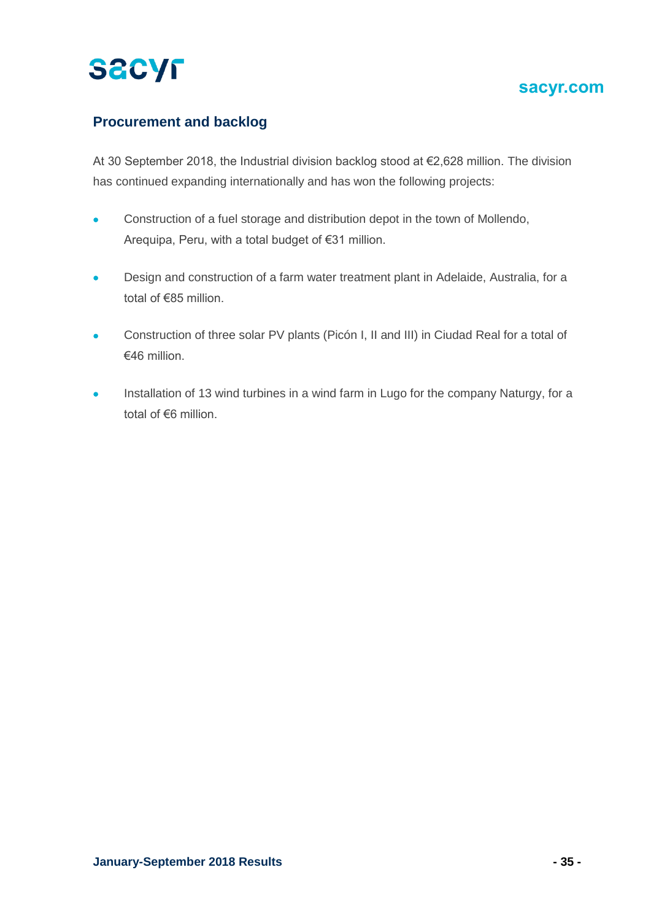## Procurement and backlog

At 30 September 2018, the Industrial division backlog stood at €2,628 million. The division has continued expanding internationally and has won the following projects:

- Construction of a fuel storage and distribution depot in the town of Mollendo, Arequipa, Peru, with a total budget of €31 million.
- Design and construction of a farm water treatment plant in Adelaide, Australia, for a total of €85 million.
- Construction of three solar PV plants (Picón I, II and III) in Ciudad Real for a total of €46 million.
- Installation of 13 wind turbines in a wind farm in Lugo for the company Naturgy, for a total of €6 million.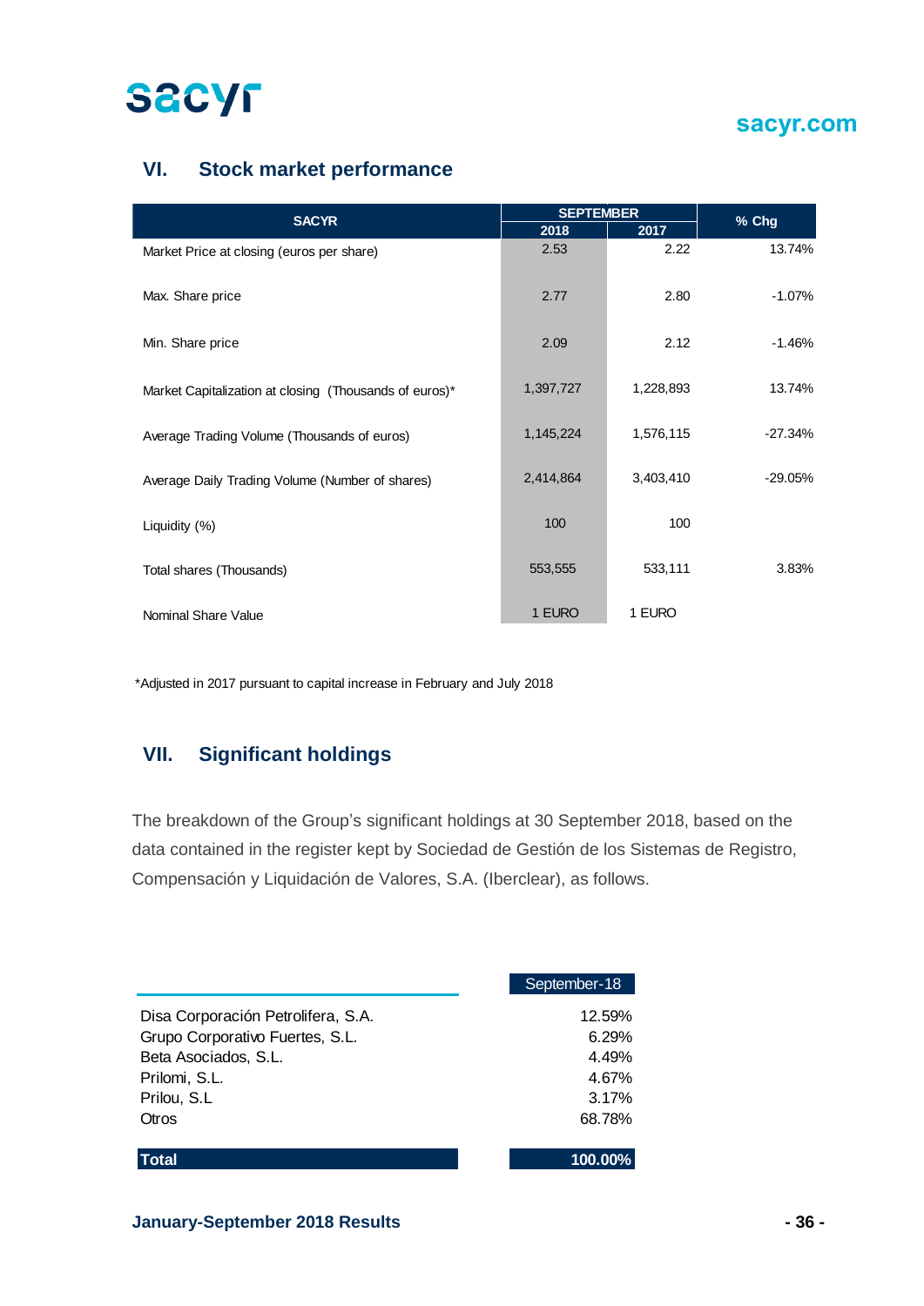## VI. Stock market performance

| SACYR | SEPTEMBER | | % Chg |
|---|---|---|---|
| | 2018 | 2017 | |
| Market Price at closing (euros per share) | 2.53 | 2.22 | 13.74% |
| Max. Share price | 2.77 | 2.80 | -1.07% |
| Min. Share price | 2.09 | 2.12 | -1.46% |
| Market Capitalization at closing (Thousands of euros)* | 1,397,727 | 1,228,893 | 13.74% |
| Average Trading Volume (Thousands of euros) | 1,145,224 | 1,576,115 | -27.34% |
| Average Daily Trading Volume (Number of shares) | 2,414,864 | 3,403,410 | -29.05% |
| Liquidity (%) | 100 | 100 | |
| Total shares (Thousands) | 553,555 | 533,111 | 3.83% |
| Nominal Share Value | 1 EURO | 1 EURO | |

*Adjusted in 2017 pursuant to capital increase in February and July 2018

## VII. Significant holdings

The breakdown of the Group's significant holdings at 30 September 2018, based on the data contained in the register kept by Sociedad de Gestión de los Sistemas de Registro, Compensación y Liquidación de Valores, S.A. (Iberclear), as follows.

| | September-18 |
|---|---|
| Disa Corporación Petrolifera, S.A. | 12.59% |
| Grupo Corporativo Fuertes, S.L. | 6.29% |
| Beta Asociados, S.L. | 4.49% |
| Prilomi, S.L. | 4.67% |
| Prilou, S.L | 3.17% |
| Otros | 68.78% |
| **Total** | **100.00%** |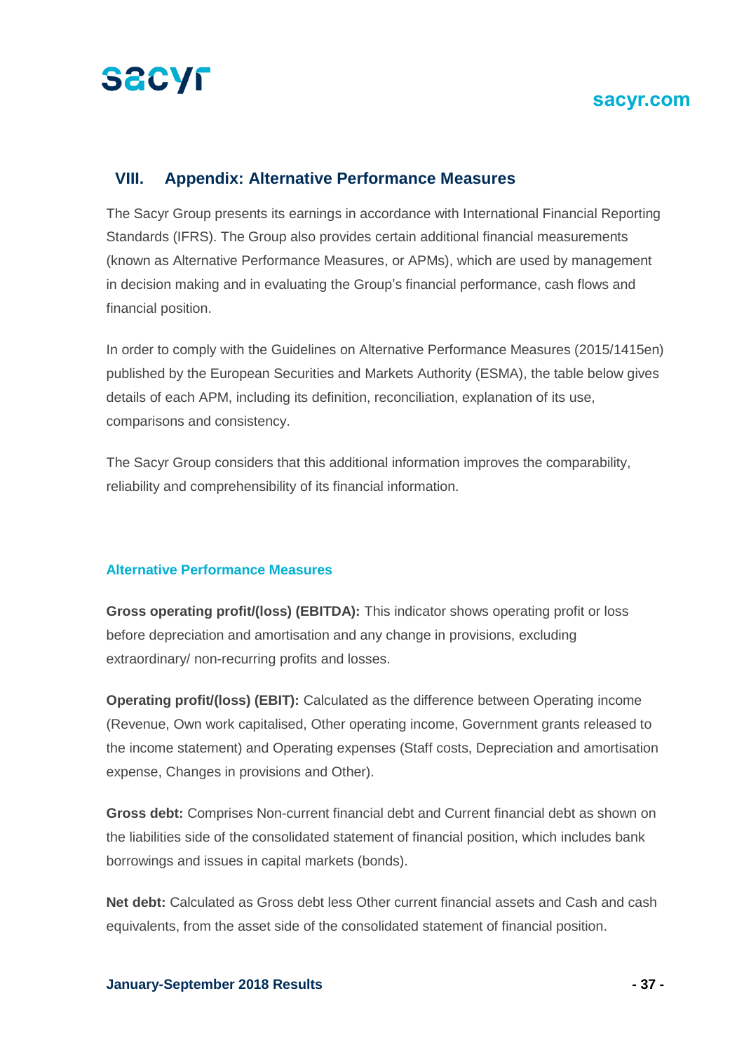## VIII. Appendix: Alternative Performance Measures

The Sacyr Group presents its earnings in accordance with International Financial Reporting Standards (IFRS). The Group also provides certain additional financial measurements (known as Alternative Performance Measures, or APMs), which are used by management in decision making and in evaluating the Group's financial performance, cash flows and financial position.

In order to comply with the Guidelines on Alternative Performance Measures (2015/1415en) published by the European Securities and Markets Authority (ESMA), the table below gives details of each APM, including its definition, reconciliation, explanation of its use, comparisons and consistency.

The Sacyr Group considers that this additional information improves the comparability, reliability and comprehensibility of its financial information.

### Alternative Performance Measures

**Gross operating profit/(loss) (EBITDA):** This indicator shows operating profit or loss before depreciation and amortisation and any change in provisions, excluding extraordinary/ non-recurring profits and losses.

**Operating profit/(loss) (EBIT):** Calculated as the difference between Operating income (Revenue, Own work capitalised, Other operating income, Government grants released to the income statement) and Operating expenses (Staff costs, Depreciation and amortisation expense, Changes in provisions and Other).

**Gross debt:** Comprises Non-current financial debt and Current financial debt as shown on the liabilities side of the consolidated statement of financial position, which includes bank borrowings and issues in capital markets (bonds).

**Net debt:** Calculated as Gross debt less Other current financial assets and Cash and cash equivalents, from the asset side of the consolidated statement of financial position.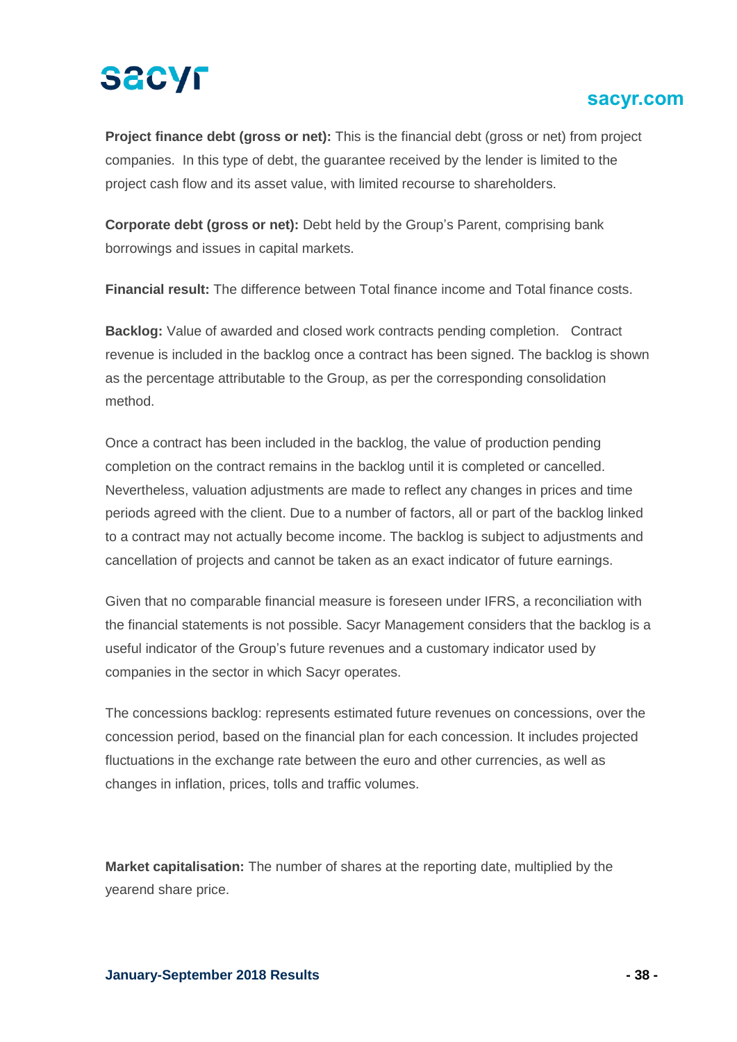**Project finance debt (gross or net):** This is the financial debt (gross or net) from project companies. In this type of debt, the guarantee received by the lender is limited to the project cash flow and its asset value, with limited recourse to shareholders.

**Corporate debt (gross or net):** Debt held by the Group's Parent, comprising bank borrowings and issues in capital markets.

**Financial result:** The difference between Total finance income and Total finance costs.

**Backlog:** Value of awarded and closed work contracts pending completion. Contract revenue is included in the backlog once a contract has been signed. The backlog is shown as the percentage attributable to the Group, as per the corresponding consolidation method.

Once a contract has been included in the backlog, the value of production pending completion on the contract remains in the backlog until it is completed or cancelled. Nevertheless, valuation adjustments are made to reflect any changes in prices and time periods agreed with the client. Due to a number of factors, all or part of the backlog linked to a contract may not actually become income. The backlog is subject to adjustments and cancellation of projects and cannot be taken as an exact indicator of future earnings.

Given that no comparable financial measure is foreseen under IFRS, a reconciliation with the financial statements is not possible. Sacyr Management considers that the backlog is a useful indicator of the Group's future revenues and a customary indicator used by companies in the sector in which Sacyr operates.

The concessions backlog: represents estimated future revenues on concessions, over the concession period, based on the financial plan for each concession. It includes projected fluctuations in the exchange rate between the euro and other currencies, as well as changes in inflation, prices, tolls and traffic volumes.

**Market capitalisation:** The number of shares at the reporting date, multiplied by the yearend share price.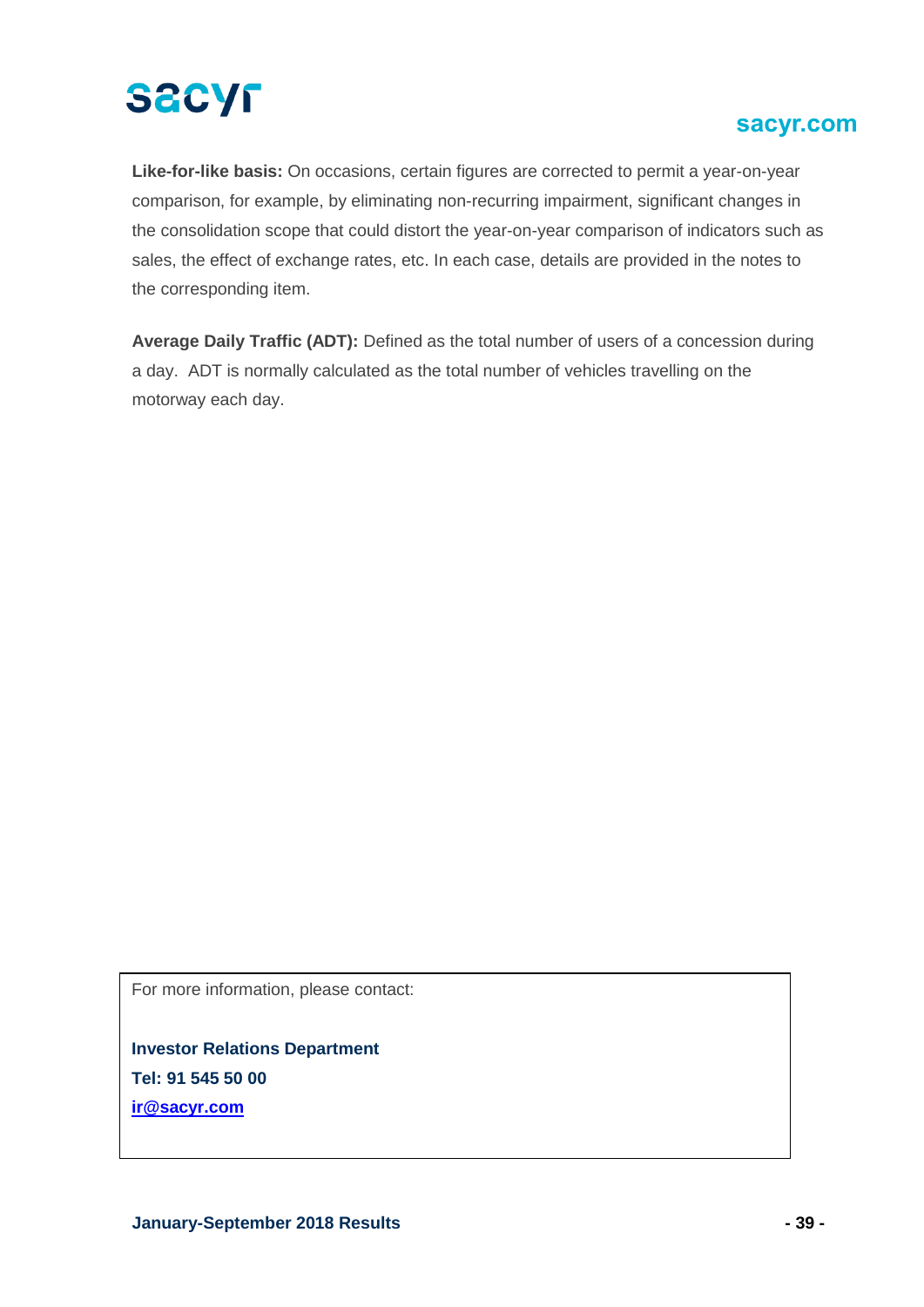**Like-for-like basis:** On occasions, certain figures are corrected to permit a year-on-year comparison, for example, by eliminating non-recurring impairment, significant changes in the consolidation scope that could distort the year-on-year comparison of indicators such as sales, the effect of exchange rates, etc. In each case, details are provided in the notes to the corresponding item.

**Average Daily Traffic (ADT):** Defined as the total number of users of a concession during a day. ADT is normally calculated as the total number of vehicles travelling on the motorway each day.

For more information, please contact:

**Investor Relations Department**
**Tel: 91 545 50 00**
**ir@sacyr.com**